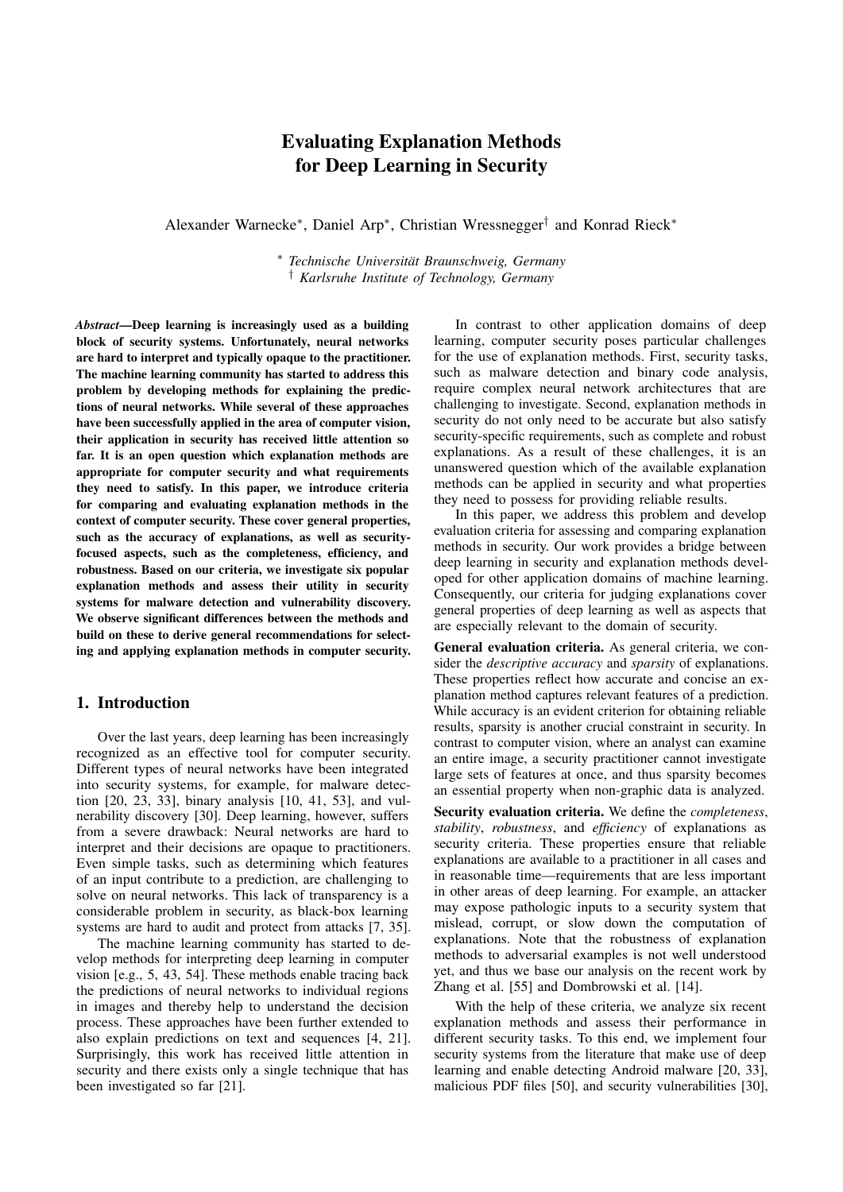# Evaluating Explanation Methods for Deep Learning in Security

Alexander Warnecke[*], Daniel Arp[*], Christian Wressnegger[†] and Konrad Rieck[*]

[*] *Technische Universität Braunschweig, Germany*
[†] *Karlsruhe Institute of Technology, Germany*

***Abstract*—Deep learning is increasingly used as a building block of security systems. Unfortunately, neural networks are hard to interpret and typically opaque to the practitioner. The machine learning community has started to address this problem by developing methods for explaining the predictions of neural networks. While several of these approaches have been successfully applied in the area of computer vision, their application in security has received little attention so far. It is an open question which explanation methods are appropriate for computer security and what requirements they need to satisfy. In this paper, we introduce criteria for comparing and evaluating explanation methods in the context of computer security. These cover general properties, such as the accuracy of explanations, as well as security-focused aspects, such as the completeness, efficiency, and robustness. Based on our criteria, we investigate six popular explanation methods and assess their utility in security systems for malware detection and vulnerability discovery. We observe significant differences between the methods and build on these to derive general recommendations for selecting and applying explanation methods in computer security.**

## 1. Introduction

Over the last years, deep learning has been increasingly recognized as an effective tool for computer security. Different types of neural networks have been integrated into security systems, for example, for malware detection [20, 23, 33], binary analysis [10, 41, 53], and vulnerability discovery [30]. Deep learning, however, suffers from a severe drawback: Neural networks are hard to interpret and their decisions are opaque to practitioners. Even simple tasks, such as determining which features of an input contribute to a prediction, are challenging to solve on neural networks. This lack of transparency is a considerable problem in security, as black-box learning systems are hard to audit and protect from attacks [7, 35].

The machine learning community has started to develop methods for interpreting deep learning in computer vision [e.g., 5, 43, 54]. These methods enable tracing back the predictions of neural networks to individual regions in images and thereby help to understand the decision process. These approaches have been further extended to also explain predictions on text and sequences [4, 21]. Surprisingly, this work has received little attention in security and there exists only a single technique that has been investigated so far [21].

In contrast to other application domains of deep learning, computer security poses particular challenges for the use of explanation methods. First, security tasks, such as malware detection and binary code analysis, require complex neural network architectures that are challenging to investigate. Second, explanation methods in security do not only need to be accurate but also satisfy security-specific requirements, such as complete and robust explanations. As a result of these challenges, it is an unanswered question which of the available explanation methods can be applied in security and what properties they need to possess for providing reliable results.

In this paper, we address this problem and develop evaluation criteria for assessing and comparing explanation methods in security. Our work provides a bridge between deep learning in security and explanation methods developed for other application domains of machine learning. Consequently, our criteria for judging explanations cover general properties of deep learning as well as aspects that are especially relevant to the domain of security.

**General evaluation criteria.** As general criteria, we consider the *descriptive accuracy* and *sparsity* of explanations. These properties reflect how accurate and concise an explanation method captures relevant features of a prediction. While accuracy is an evident criterion for obtaining reliable results, sparsity is another crucial constraint in security. In contrast to computer vision, where an analyst can examine an entire image, a security practitioner cannot investigate large sets of features at once, and thus sparsity becomes an essential property when non-graphic data is analyzed.

**Security evaluation criteria.** We define the *completeness*, *stability*, *robustness*, and *efficiency* of explanations as security criteria. These properties ensure that reliable explanations are available to a practitioner in all cases and in reasonable time—requirements that are less important in other areas of deep learning. For example, an attacker may expose pathologic inputs to a security system that mislead, corrupt, or slow down the computation of explanations. Note that the robustness of explanation methods to adversarial examples is not well understood yet, and thus we base our analysis on the recent work by Zhang et al. [55] and Dombrowski et al. [14].

With the help of these criteria, we analyze six recent explanation methods and assess their performance in different security tasks. To this end, we implement four security systems from the literature that make use of deep learning and enable detecting Android malware [20, 33], malicious PDF files [50], and security vulnerabilities [30],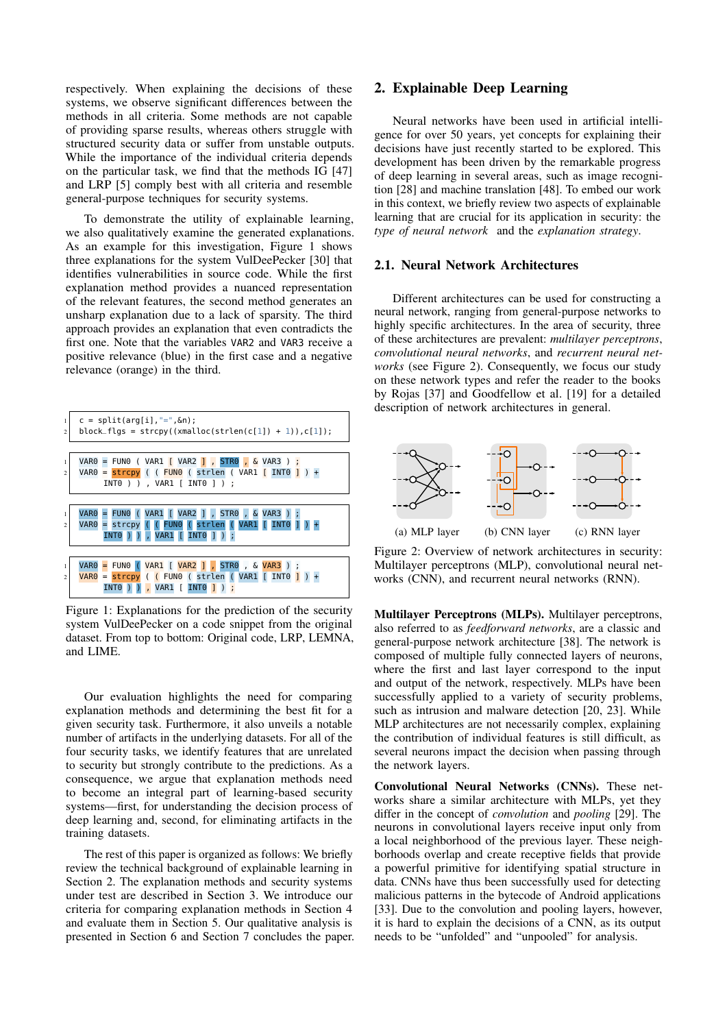respectively. When explaining the decisions of these systems, we observe significant differences between the methods in all criteria. Some methods are not capable of providing sparse results, whereas others struggle with structured security data or suffer from unstable outputs. While the importance of the individual criteria depends on the particular task, we find that the methods IG [47] and LRP [5] comply best with all criteria and resemble general-purpose techniques for security systems.

To demonstrate the utility of explainable learning, we also qualitatively examine the generated explanations. As an example for this investigation, Figure 1 shows three explanations for the system VulDeePecker [30] that identifies vulnerabilities in source code. While the first explanation method provides a nuanced representation of the relevant features, the second method generates an unsharp explanation due to a lack of sparsity. The third approach provides an explanation that even contradicts the first one. Note that the variables VAR2 and VAR3 receive a positive relevance (blue) in the first case and a negative relevance (orange) in the third.

```
1  c = split(arg[i],"=",&n);
2  block_flgs = strcpy((xmalloc(strlen(c[1]) + 1)),c[1]);
```

```
1  VAR0 = FUN0 ( VAR1 [ VAR2 ] , STR0 , & VAR3 ) ;
2  VAR0 = strcpy ( ( FUN0 ( strlen ( VAR1 [ INT0 ] ) +
       INT0 ) ) , VAR1 [ INT0 ] ) ;
```

```
1  VAR0 = FUN0 ( VAR1 [ VAR2 ] , STR0 , & VAR3 ) ;
2  VAR0 = strcpy ( ( FUN0 ( strlen ( VAR1 [ INT0 ] ) +
       INT0 ) ) , VAR1 [ INT0 ] ) ;
```

```
1  VAR0 = FUN0 ( VAR1 [ VAR2 ] , STR0 , & VAR3 ) ;
2  VAR0 = strcpy ( ( FUN0 ( strlen ( VAR1 [ INT0 ] ) +
       INT0 ) ) , VAR1 [ INT0 ] ) ;
```

Figure 1: Explanations for the prediction of the security system VulDeePecker on a code snippet from the original dataset. From top to bottom: Original code, LRP, LEMNA, and LIME.

Our evaluation highlights the need for comparing explanation methods and determining the best fit for a given security task. Furthermore, it also unveils a notable number of artifacts in the underlying datasets. For all of the four security tasks, we identify features that are unrelated to security but strongly contribute to the predictions. As a consequence, we argue that explanation methods need to become an integral part of learning-based security systems—first, for understanding the decision process of deep learning and, second, for eliminating artifacts in the training datasets.

The rest of this paper is organized as follows: We briefly review the technical background of explainable learning in Section 2. The explanation methods and security systems under test are described in Section 3. We introduce our criteria for comparing explanation methods in Section 4 and evaluate them in Section 5. Our qualitative analysis is presented in Section 6 and Section 7 concludes the paper.

## 2. Explainable Deep Learning

Neural networks have been used in artificial intelligence for over 50 years, yet concepts for explaining their decisions have just recently started to be explored. This development has been driven by the remarkable progress of deep learning in several areas, such as image recognition [28] and machine translation [48]. To embed our work in this context, we briefly review two aspects of explainable learning that are crucial for its application in security: the *type of neural network* and the *explanation strategy*.

### 2.1. Neural Network Architectures

Different architectures can be used for constructing a neural network, ranging from general-purpose networks to highly specific architectures. In the area of security, three of these architectures are prevalent: *multilayer perceptrons*, *convolutional neural networks*, and *recurrent neural networks* (see Figure 2). Consequently, we focus our study on these network types and refer the reader to the books by Rojas [37] and Goodfellow et al. [19] for a detailed description of network architectures in general.

(a) MLP layer (b) CNN layer (c) RNN layer

Figure 2: Overview of network architectures in security: Multilayer perceptrons (MLP), convolutional neural networks (CNN), and recurrent neural networks (RNN).

**Multilayer Perceptrons (MLPs).** Multilayer perceptrons, also referred to as *feedforward networks*, are a classic and general-purpose network architecture [38]. The network is composed of multiple fully connected layers of neurons, where the first and last layer correspond to the input and output of the network, respectively. MLPs have been successfully applied to a variety of security problems, such as intrusion and malware detection [20, 23]. While MLP architectures are not necessarily complex, explaining the contribution of individual features is still difficult, as several neurons impact the decision when passing through the network layers.

**Convolutional Neural Networks (CNNs).** These networks share a similar architecture with MLPs, yet they differ in the concept of *convolution* and *pooling* [29]. The neurons in convolutional layers receive input only from a local neighborhood of the previous layer. These neighborhoods overlap and create receptive fields that provide a powerful primitive for identifying spatial structure in data. CNNs have thus been successfully used for detecting malicious patterns in the bytecode of Android applications [33]. Due to the convolution and pooling layers, however, it is hard to explain the decisions of a CNN, as its output needs to be "unfolded" and "unpooled" for analysis.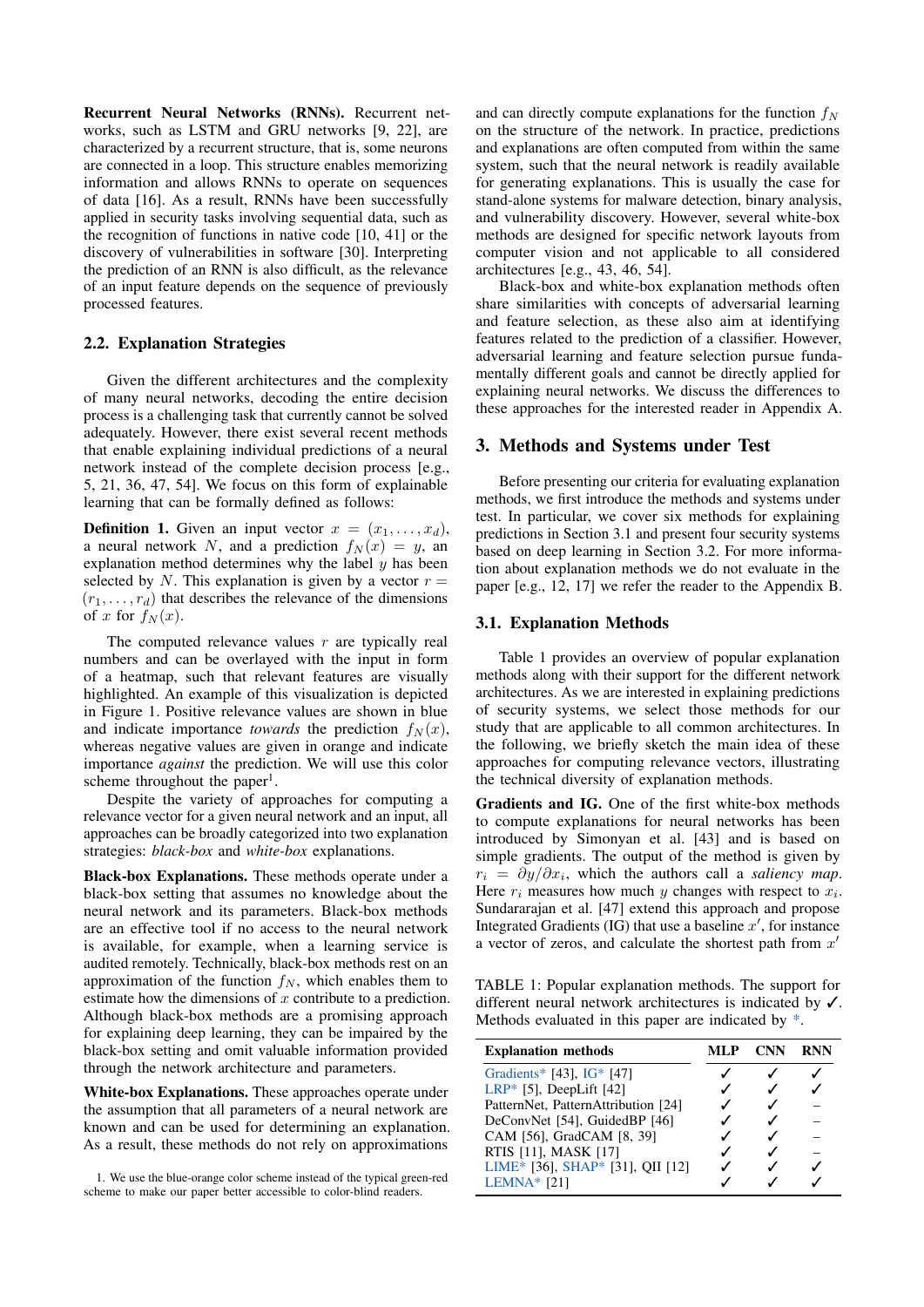**Recurrent Neural Networks (RNNs).** Recurrent networks, such as LSTM and GRU networks [9, 22], are characterized by a recurrent structure, that is, some neurons are connected in a loop. This structure enables memorizing information and allows RNNs to operate on sequences of data [16]. As a result, RNNs have been successfully applied in security tasks involving sequential data, such as the recognition of functions in native code [10, 41] or the discovery of vulnerabilities in software [30]. Interpreting the prediction of an RNN is also difficult, as the relevance of an input feature depends on the sequence of previously processed features.

## 2.2. Explanation Strategies

Given the different architectures and the complexity of many neural networks, decoding the entire decision process is a challenging task that currently cannot be solved adequately. However, there exist several recent methods that enable explaining individual predictions of a neural network instead of the complete decision process [e.g., 5, 21, 36, 47, 54]. We focus on this form of explainable learning that can be formally defined as follows:

**Definition 1.** Given an input vector $x = (x_1, \ldots, x_d)$, a neural network $N$, and a prediction $f_N(x) = y$, an explanation method determines why the label $y$ has been selected by $N$. This explanation is given by a vector $r = (r_1, \ldots, r_d)$ that describes the relevance of the dimensions of $x$ for $f_N(x)$.

The computed relevance values $r$ are typically real numbers and can be overlayed with the input in form of a heatmap, such that relevant features are visually highlighted. An example of this visualization is depicted in Figure 1. Positive relevance values are shown in blue and indicate importance *towards* the prediction $f_N(x)$, whereas negative values are given in orange and indicate importance *against* the prediction. We will use this color scheme throughout the paper[1].

Despite the variety of approaches for computing a relevance vector for a given neural network and an input, all approaches can be broadly categorized into two explanation strategies: *black-box* and *white-box* explanations.

**Black-box Explanations.** These methods operate under a black-box setting that assumes no knowledge about the neural network and its parameters. Black-box methods are an effective tool if no access to the neural network is available, for example, when a learning service is audited remotely. Technically, black-box methods rest on an approximation of the function $f_N$, which enables them to estimate how the dimensions of $x$ contribute to a prediction. Although black-box methods are a promising approach for explaining deep learning, they can be impaired by the black-box setting and omit valuable information provided through the network architecture and parameters.

**White-box Explanations.** These approaches operate under the assumption that all parameters of a neural network are known and can be used for determining an explanation. As a result, these methods do not rely on approximations and can directly compute explanations for the function $f_N$ on the structure of the network. In practice, predictions and explanations are often computed from within the same system, such that the neural network is readily available for generating explanations. This is usually the case for stand-alone systems for malware detection, binary analysis, and vulnerability discovery. However, several white-box methods are designed for specific network layouts from computer vision and not applicable to all considered architectures [e.g., 43, 46, 54].

Black-box and white-box explanation methods often share similarities with concepts of adversarial learning and feature selection, as these also aim at identifying features related to the prediction of a classifier. However, adversarial learning and feature selection pursue fundamentally different goals and cannot be directly applied for explaining neural networks. We discuss the differences to these approaches for the interested reader in Appendix A.

# 3. Methods and Systems under Test

Before presenting our criteria for evaluating explanation methods, we first introduce the methods and systems under test. In particular, we cover six methods for explaining predictions in Section 3.1 and present four security systems based on deep learning in Section 3.2. For more information about explanation methods we do not evaluate in the paper [e.g., 12, 17] we refer the reader to the Appendix B.

## 3.1. Explanation Methods

Table 1 provides an overview of popular explanation methods along with their support for the different network architectures. As we are interested in explaining predictions of security systems, we select those methods for our study that are applicable to all common architectures. In the following, we briefly sketch the main idea of these approaches for computing relevance vectors, illustrating the technical diversity of explanation methods.

**Gradients and IG.** One of the first white-box methods to compute explanations for neural networks has been introduced by Simonyan et al. [43] and is based on simple gradients. The output of the method is given by $r_i = \partial y / \partial x_i$, which the authors call a *saliency map*. Here $r_i$ measures how much $y$ changes with respect to $x_i$. Sundararajan et al. [47] extend this approach and propose Integrated Gradients (IG) that use a baseline $x'$, for instance a vector of zeros, and calculate the shortest path from $x'$

TABLE 1: Popular explanation methods. The support for different neural network architectures is indicated by ✓. Methods evaluated in this paper are indicated by *.

| Explanation methods | MLP | CNN | RNN |
|---|---|---|---|
| Gradients* [43], IG* [47] | ✓ | ✓ | ✓ |
| LRP* [5], DeepLift [42] | ✓ | ✓ | ✓ |
| PatternNet, PatternAttribution [24] | ✓ | ✓ | – |
| DeConvNet [54], GuidedBP [46] | ✓ | ✓ | – |
| CAM [56], GradCAM [8, 39] | ✓ | ✓ | – |
| RTIS [11], MASK [17] | ✓ | ✓ | – |
| LIME* [36], SHAP* [31], QII [12] | ✓ | ✓ | ✓ |
| LEMNA* [21] | ✓ | ✓ | ✓ |

1. We use the blue-orange color scheme instead of the typical green-red scheme to make our paper better accessible to color-blind readers.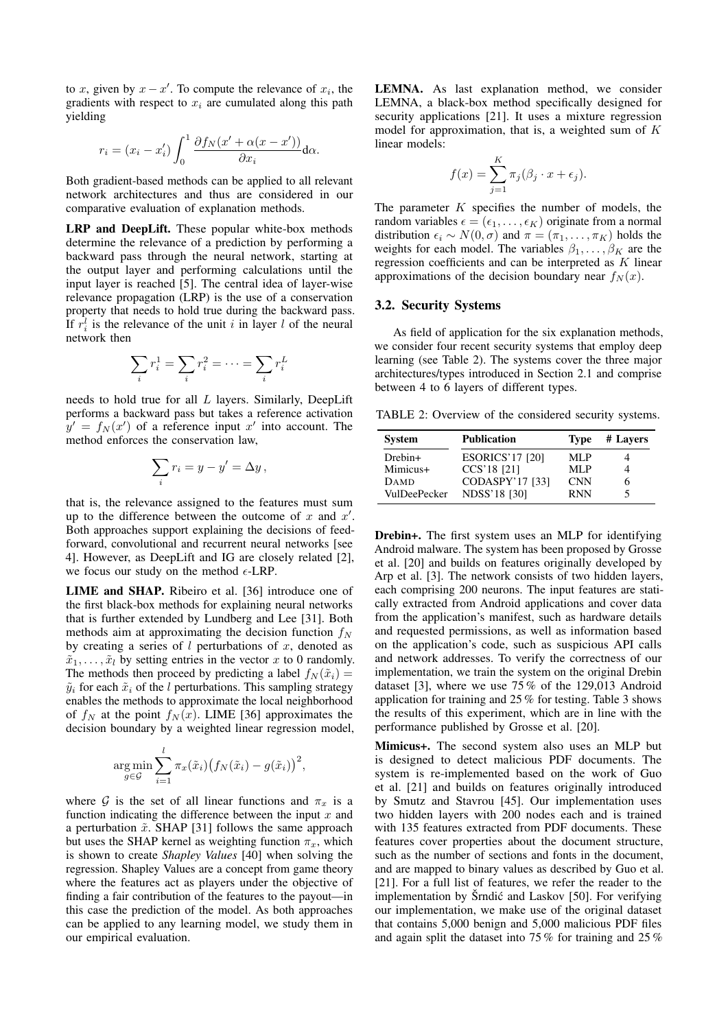to $x$, given by $x - x'$. To compute the relevance of $x_i$, the gradients with respect to $x_i$ are cumulated along this path yielding

$$r_i = (x_i - x'_i) \int_0^1 \frac{\partial f_N(x' + \alpha(x - x'))}{\partial x_i} \mathrm{d}\alpha.$$

Both gradient-based methods can be applied to all relevant network architectures and thus are considered in our comparative evaluation of explanation methods.

**LRP and DeepLift.** These popular white-box methods determine the relevance of a prediction by performing a backward pass through the neural network, starting at the output layer and performing calculations until the input layer is reached [5]. The central idea of layer-wise relevance propagation (LRP) is the use of a conservation property that needs to hold true during the backward pass. If $r_i^l$ is the relevance of the unit $i$ in layer $l$ of the neural network then

$$\sum_i r_i^1 = \sum_i r_i^2 = \cdots = \sum_i r_i^L$$

needs to hold true for all $L$ layers. Similarly, DeepLift performs a backward pass but takes a reference activation $y' = f_N(x')$ of a reference input $x'$ into account. The method enforces the conservation law,

$$\sum_i r_i = y - y' = \Delta y \,,$$

that is, the relevance assigned to the features must sum up to the difference between the outcome of $x$ and $x'$. Both approaches support explaining the decisions of feed-forward, convolutional and recurrent neural networks [see 4]. However, as DeepLift and IG are closely related [2], we focus our study on the method $\epsilon$-LRP.

**LIME and SHAP.** Ribeiro et al. [36] introduce one of the first black-box methods for explaining neural networks that is further extended by Lundberg and Lee [31]. Both methods aim at approximating the decision function $f_N$ by creating a series of $l$ perturbations of $x$, denoted as $\tilde{x}_1, \ldots, \tilde{x}_l$ by setting entries in the vector $x$ to 0 randomly. The methods then proceed by predicting a label $f_N(\tilde{x}_i) = \tilde{y}_i$ for each $\tilde{x}_i$ of the $l$ perturbations. This sampling strategy enables the methods to approximate the local neighborhood of $f_N$ at the point $f_N(x)$. LIME [36] approximates the decision boundary by a weighted linear regression model,

$$\underset{g \in \mathcal{G}}{\arg\min} \sum_{i=1}^{l} \pi_x(\tilde{x}_i) \big(f_N(\tilde{x}_i) - g(\tilde{x}_i)\big)^2,$$

where $\mathcal{G}$ is the set of all linear functions and $\pi_x$ is a function indicating the difference between the input $x$ and a perturbation $\tilde{x}$. SHAP [31] follows the same approach but uses the SHAP kernel as weighting function $\pi_x$, which is shown to create *Shapley Values* [40] when solving the regression. Shapley Values are a concept from game theory where the features act as players under the objective of finding a fair contribution of the features to the payout—in this case the prediction of the model. As both approaches can be applied to any learning model, we study them in our empirical evaluation.

**LEMNA.** As last explanation method, we consider LEMNA, a black-box method specifically designed for security applications [21]. It uses a mixture regression model for approximation, that is, a weighted sum of $K$ linear models:

$$f(x) = \sum_{j=1}^{K} \pi_j(\beta_j \cdot x + \epsilon_j).$$

The parameter $K$ specifies the number of models, the random variables $\epsilon = (\epsilon_1, \ldots, \epsilon_K)$ originate from a normal distribution $\epsilon_i \sim N(0, \sigma)$ and $\pi = (\pi_1, \ldots, \pi_K)$ holds the weights for each model. The variables $\beta_1, \ldots, \beta_K$ are the regression coefficients and can be interpreted as $K$ linear approximations of the decision boundary near $f_N(x)$.

### 3.2. Security Systems

As field of application for the six explanation methods, we consider four recent security systems that employ deep learning (see Table 2). The systems cover the three major architectures/types introduced in Section 2.1 and comprise between 4 to 6 layers of different types.

TABLE 2: Overview of the considered security systems.

| System | Publication | Type | # Layers |
|---|---|---|---|
| Drebin+ | ESORICS'17 [20] | MLP | 4 |
| Mimicus+ | CCS'18 [21] | MLP | 4 |
| DAMD | CODASPY'17 [33] | CNN | 6 |
| VulDeePecker | NDSS'18 [30] | RNN | 5 |

**Drebin+.** The first system uses an MLP for identifying Android malware. The system has been proposed by Grosse et al. [20] and builds on features originally developed by Arp et al. [3]. The network consists of two hidden layers, each comprising 200 neurons. The input features are statically extracted from Android applications and cover data from the application's manifest, such as hardware details and requested permissions, as well as information based on the application's code, such as suspicious API calls and network addresses. To verify the correctness of our implementation, we train the system on the original Drebin dataset [3], where we use 75 % of the 129,013 Android application for training and 25 % for testing. Table 3 shows the results of this experiment, which are in line with the performance published by Grosse et al. [20].

**Mimicus+.** The second system also uses an MLP but is designed to detect malicious PDF documents. The system is re-implemented based on the work of Guo et al. [21] and builds on features originally introduced by Smutz and Stavrou [45]. Our implementation uses two hidden layers with 200 nodes each and is trained with 135 features extracted from PDF documents. These features cover properties about the document structure, such as the number of sections and fonts in the document, and are mapped to binary values as described by Guo et al. [21]. For a full list of features, we refer the reader to the implementation by Šrndić and Laskov [50]. For verifying our implementation, we make use of the original dataset that contains 5,000 benign and 5,000 malicious PDF files and again split the dataset into 75 % for training and 25 %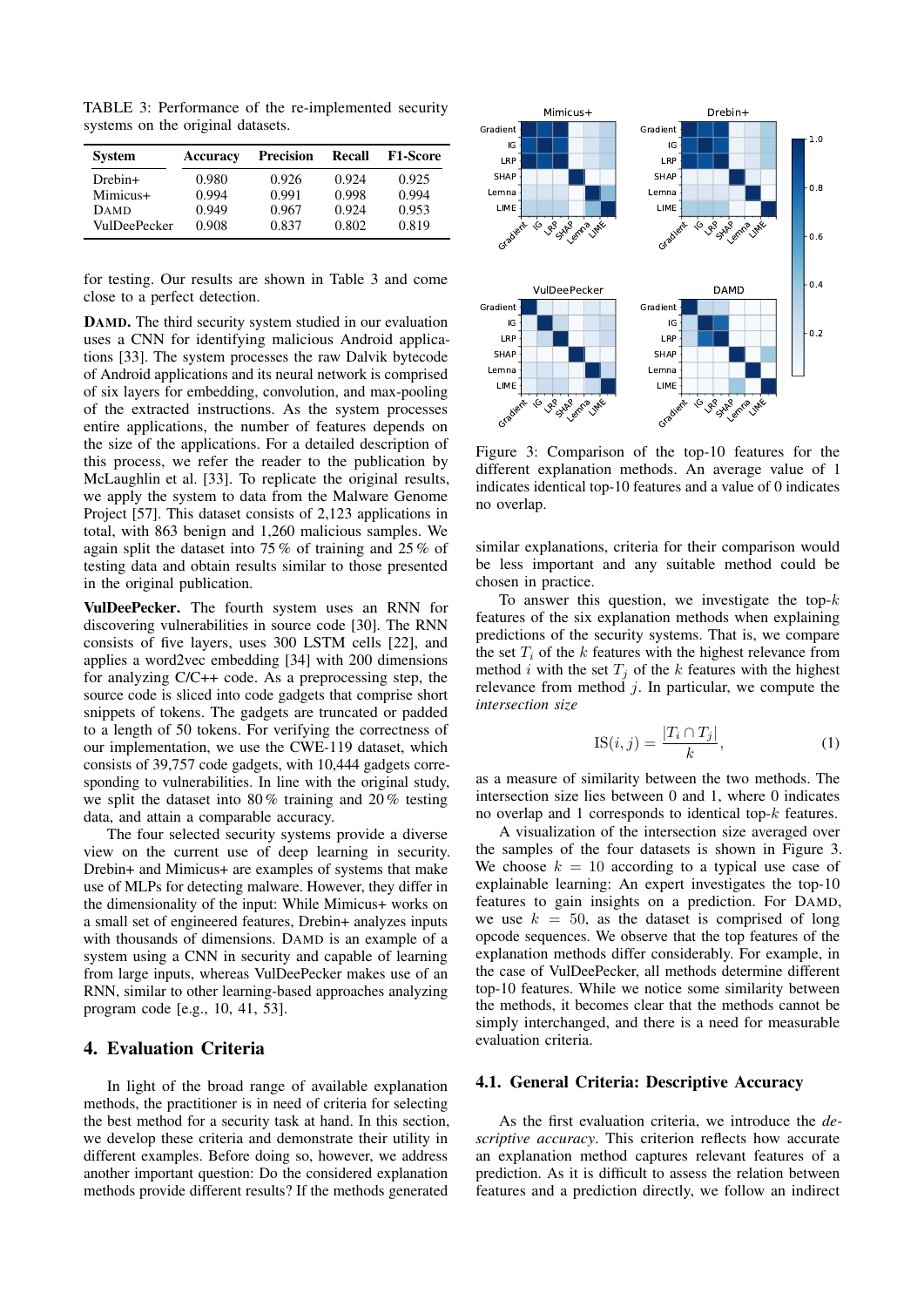TABLE 3: Performance of the re-implemented security systems on the original datasets.

| System | Accuracy | Precision | Recall | F1-Score |
|---|---|---|---|---|
| Drebin+ | 0.980 | 0.926 | 0.924 | 0.925 |
| Mimicus+ | 0.994 | 0.991 | 0.998 | 0.994 |
| DAMD | 0.949 | 0.967 | 0.924 | 0.953 |
| VulDeePecker | 0.908 | 0.837 | 0.802 | 0.819 |

for testing. Our results are shown in Table 3 and come close to a perfect detection.

**DAMD.** The third security system studied in our evaluation uses a CNN for identifying malicious Android applications [33]. The system processes the raw Dalvik bytecode of Android applications and its neural network is comprised of six layers for embedding, convolution, and max-pooling of the extracted instructions. As the system processes entire applications, the number of features depends on the size of the applications. For a detailed description of this process, we refer the reader to the publication by McLaughlin et al. [33]. To replicate the original results, we apply the system to data from the Malware Genome Project [57]. This dataset consists of 2,123 applications in total, with 863 benign and 1,260 malicious samples. We again split the dataset into 75 % of training and 25 % of testing data and obtain results similar to those presented in the original publication.

**VulDeePecker.** The fourth system uses an RNN for discovering vulnerabilities in source code [30]. The RNN consists of five layers, uses 300 LSTM cells [22], and applies a word2vec embedding [34] with 200 dimensions for analyzing C/C++ code. As a preprocessing step, the source code is sliced into code gadgets that comprise short snippets of tokens. The gadgets are truncated or padded to a length of 50 tokens. For verifying the correctness of our implementation, we use the CWE-119 dataset, which consists of 39,757 code gadgets, with 10,444 gadgets corresponding to vulnerabilities. In line with the original study, we split the dataset into 80 % training and 20 % testing data, and attain a comparable accuracy.

The four selected security systems provide a diverse view on the current use of deep learning in security. Drebin+ and Mimicus+ are examples of systems that make use of MLPs for detecting malware. However, they differ in the dimensionality of the input: While Mimicus+ works on a small set of engineered features, Drebin+ analyzes inputs with thousands of dimensions. DAMD is an example of a system using a CNN in security and capable of learning from large inputs, whereas VulDeePecker makes use of an RNN, similar to other learning-based approaches analyzing program code [e.g., 10, 41, 53].

## 4. Evaluation Criteria

In light of the broad range of available explanation methods, the practitioner is in need of criteria for selecting the best method for a security task at hand. In this section, we develop these criteria and demonstrate their utility in different examples. Before doing so, however, we address another important question: Do the considered explanation methods provide different results? If the methods generated similar explanations, criteria for their comparison would be less important and any suitable method could be chosen in practice.

Figure 3: Comparison of the top-10 features for the different explanation methods. An average value of 1 indicates identical top-10 features and a value of 0 indicates no overlap.

To answer this question, we investigate the top-$k$ features of the six explanation methods when explaining predictions of the security systems. That is, we compare the set $T_i$ of the $k$ features with the highest relevance from method $i$ with the set $T_j$ of the $k$ features with the highest relevance from method $j$. In particular, we compute the *intersection size*

$$\text{IS}(i, j) = \frac{|T_i \cap T_j|}{k}, \tag{1}$$

as a measure of similarity between the two methods. The intersection size lies between 0 and 1, where 0 indicates no overlap and 1 corresponds to identical top-$k$ features.

A visualization of the intersection size averaged over the samples of the four datasets is shown in Figure 3. We choose $k = 10$ according to a typical use case of explainable learning: An expert investigates the top-10 features to gain insights on a prediction. For DAMD, we use $k = 50$, as the dataset is comprised of long opcode sequences. We observe that the top features of the explanation methods differ considerably. For example, in the case of VulDeePecker, all methods determine different top-10 features. While we notice some similarity between the methods, it becomes clear that the methods cannot be simply interchanged, and there is a need for measurable evaluation criteria.

### 4.1. General Criteria: Descriptive Accuracy

As the first evaluation criteria, we introduce the *descriptive accuracy*. This criterion reflects how accurate an explanation method captures relevant features of a prediction. As it is difficult to assess the relation between features and a prediction directly, we follow an indirect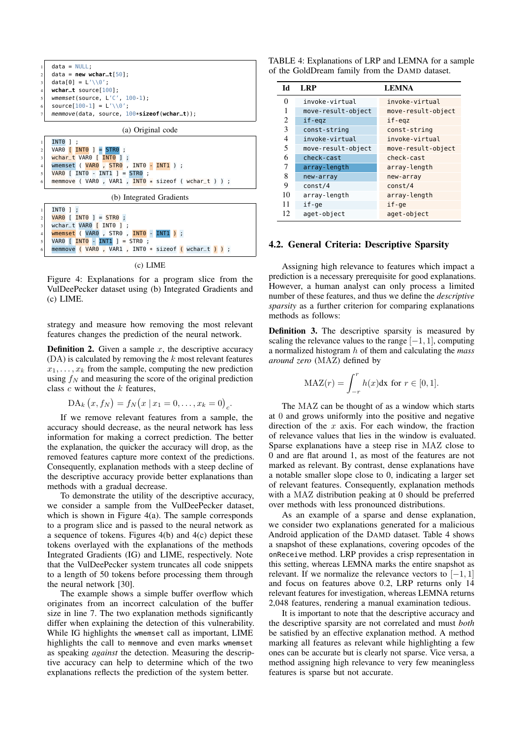```
data = NULL;
data = new wchar_t[50];
data[0] = L'\\0';
wchar_t source[100];
wmemset(source, L'C', 100-1);
source[100-1] = L'\\0';
memmove(data, source, 100*sizeof(wchar_t));
```

(a) Original code

```
INT0 ] ;
VAR0 [ INT0 ] = STR0 ;
wchar_t VAR0 [ INT0 ] ;
wmemset ( VAR0 , STR0 , INT0 - INT1 ) ;
VAR0 [ INT0 - INT1 ] = STR0 ;
memmove ( VAR0 , VAR1 , INT0 * sizeof ( wchar_t ) ) ;
```

(b) Integrated Gradients

```
INT0 ] ;
VAR0 [ INT0 ] = STR0 ;
wchar_t VAR0 [ INT0 ] ;
wmemset ( VAR0 , STR0 , INT0 - INT1 ) ;
VAR0 [ INT0 - INT1 ] = STR0 ;
memmove ( VAR0 , VAR1 , INT0 * sizeof ( wchar_t ) ) ;
```

(c) LIME

Figure 4: Explanations for a program slice from the VulDeePecker dataset using (b) Integrated Gradients and (c) LIME.

strategy and measure how removing the most relevant features changes the prediction of the neural network.

**Definition 2.** Given a sample $x$, the descriptive accuracy (DA) is calculated by removing the $k$ most relevant features $x_1, \ldots, x_k$ from the sample, computing the new prediction using $f_N$ and measuring the score of the original prediction class $c$ without the $k$ features,

$$\mathrm{DA}_k\left(x, f_N\right) = f_N\left(x \mid x_1 = 0, \ldots, x_k = 0\right)_c.$$

If we remove relevant features from a sample, the accuracy should decrease, as the neural network has less information for making a correct prediction. The better the explanation, the quicker the accuracy will drop, as the removed features capture more context of the predictions. Consequently, explanation methods with a steep decline of the descriptive accuracy provide better explanations than methods with a gradual decrease.

To demonstrate the utility of the descriptive accuracy, we consider a sample from the VulDeePecker dataset, which is shown in Figure 4(a). The sample corresponds to a program slice and is passed to the neural network as a sequence of tokens. Figures 4(b) and 4(c) depict these tokens overlayed with the explanations of the methods Integrated Gradients (IG) and LIME, respectively. Note that the VulDeePecker system truncates all code snippets to a length of 50 tokens before processing them through the neural network [30].

The example shows a simple buffer overflow which originates from an incorrect calculation of the buffer size in line 7. The two explanation methods significantly differ when explaining the detection of this vulnerability. While IG highlights the `wmemset` call as important, LIME highlights the call to `memmove` and even marks `wmemset` as speaking *against* the detection. Measuring the descriptive accuracy can help to determine which of the two explanations reflects the prediction of the system better.

TABLE 4: Explanations of LRP and LEMNA for a sample of the GoldDream family from the DAMD dataset.

| Id | LRP | LEMNA |
|---|---|---|
| 0 | `invoke-virtual` | `invoke-virtual` |
| 1 | `move-result-object` | `move-result-object` |
| 2 | `if-eqz` | `if-eqz` |
| 3 | `const-string` | `const-string` |
| 4 | `invoke-virtual` | `invoke-virtual` |
| 5 | `move-result-object` | `move-result-object` |
| 6 | `check-cast` | `check-cast` |
| 7 | `array-length` | `array-length` |
| 8 | `new-array` | `new-array` |
| 9 | `const/4` | `const/4` |
| 10 | `array-length` | `array-length` |
| 11 | `if-ge` | `if-ge` |
| 12 | `aget-object` | `aget-object` |

## 4.2. General Criteria: Descriptive Sparsity

Assigning high relevance to features which impact a prediction is a necessary prerequisite for good explanations. However, a human analyst can only process a limited number of these features, and thus we define the *descriptive sparsity* as a further criterion for comparing explanations methods as follows:

**Definition 3.** The descriptive sparsity is measured by scaling the relevance values to the range $[-1, 1]$, computing a normalized histogram $h$ of them and calculating the *mass around zero* (MAZ) defined by

$$\mathrm{MAZ}(r) = \int_{-r}^{r} h(x)\mathrm{d}x \text{ for } r \in [0, 1].$$

The MAZ can be thought of as a window which starts at 0 and grows uniformly into the positive and negative direction of the $x$ axis. For each window, the fraction of relevance values that lies in the window is evaluated. Sparse explanations have a steep rise in MAZ close to 0 and are flat around 1, as most of the features are not marked as relevant. By contrast, dense explanations have a notable smaller slope close to 0, indicating a larger set of relevant features. Consequently, explanation methods with a MAZ distribution peaking at 0 should be preferred over methods with less pronounced distributions.

As an example of a sparse and dense explanation, we consider two explanations generated for a malicious Android application of the DAMD dataset. Table 4 shows a snapshot of these explanations, covering opcodes of the `onReceive` method. LRP provides a crisp representation in this setting, whereas LEMNA marks the entire snapshot as relevant. If we normalize the relevance vectors to $[-1, 1]$ and focus on features above 0.2, LRP returns only 14 relevant features for investigation, whereas LEMNA returns 2,048 features, rendering a manual examination tedious.

It is important to note that the descriptive accuracy and the descriptive sparsity are not correlated and must *both* be satisfied by an effective explanation method. A method marking all features as relevant while highlighting a few ones can be accurate but is clearly not sparse. Vice versa, a method assigning high relevance to very few meaningless features is sparse but not accurate.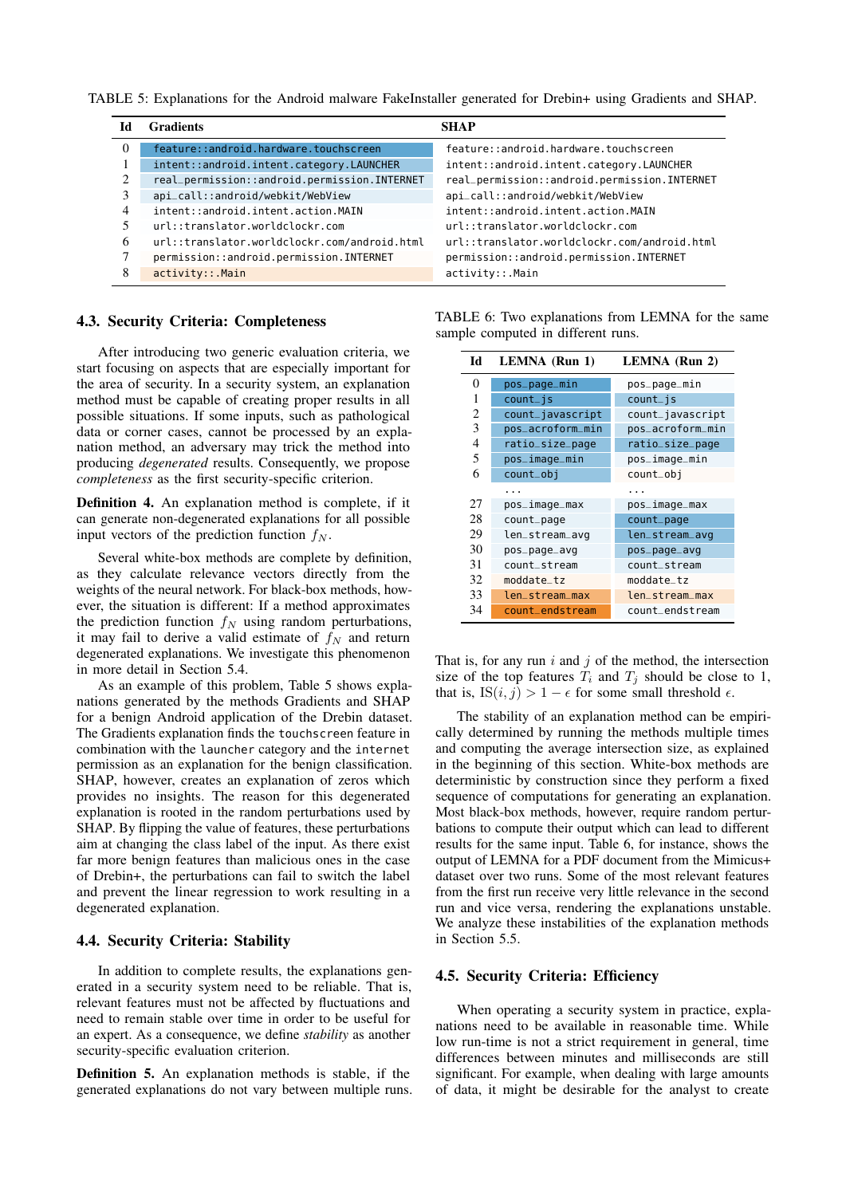TABLE 5: Explanations for the Android malware FakeInstaller generated for Drebin+ using Gradients and SHAP.

| Id | Gradients | SHAP |
|---|---|---|
| 0 | feature::android.hardware.touchscreen | feature::android.hardware.touchscreen |
| 1 | intent::android.intent.category.LAUNCHER | intent::android.intent.category.LAUNCHER |
| 2 | real_permission::android.permission.INTERNET | real_permission::android.permission.INTERNET |
| 3 | api_call::android/webkit/WebView | api_call::android/webkit/WebView |
| 4 | intent::android.intent.action.MAIN | intent::android.intent.action.MAIN |
| 5 | url::translator.worldclockr.com | url::translator.worldclockr.com |
| 6 | url::translator.worldclockr.com/android.html | url::translator.worldclockr.com/android.html |
| 7 | permission::android.permission.INTERNET | permission::android.permission.INTERNET |
| 8 | activity::.Main | activity::.Main |

### 4.3. Security Criteria: Completeness

After introducing two generic evaluation criteria, we start focusing on aspects that are especially important for the area of security. In a security system, an explanation method must be capable of creating proper results in all possible situations. If some inputs, such as pathological data or corner cases, cannot be processed by an explanation method, an adversary may trick the method into producing *degenerated* results. Consequently, we propose *completeness* as the first security-specific criterion.

**Definition 4.** An explanation method is complete, if it can generate non-degenerated explanations for all possible input vectors of the prediction function $f_N$.

Several white-box methods are complete by definition, as they calculate relevance vectors directly from the weights of the neural network. For black-box methods, however, the situation is different: If a method approximates the prediction function $f_N$ using random perturbations, it may fail to derive a valid estimate of $f_N$ and return degenerated explanations. We investigate this phenomenon in more detail in Section 5.4.

As an example of this problem, Table 5 shows explanations generated by the methods Gradients and SHAP for a benign Android application of the Drebin dataset. The Gradients explanation finds the touchscreen feature in combination with the launcher category and the internet permission as an explanation for the benign classification. SHAP, however, creates an explanation of zeros which provides no insights. The reason for this degenerated explanation is rooted in the random perturbations used by SHAP. By flipping the value of features, these perturbations aim at changing the class label of the input. As there exist far more benign features than malicious ones in the case of Drebin+, the perturbations can fail to switch the label and prevent the linear regression to work resulting in a degenerated explanation.

### 4.4. Security Criteria: Stability

In addition to complete results, the explanations generated in a security system need to be reliable. That is, relevant features must not be affected by fluctuations and need to remain stable over time in order to be useful for an expert. As a consequence, we define *stability* as another security-specific evaluation criterion.

**Definition 5.** An explanation methods is stable, if the generated explanations do not vary between multiple runs. That is, for any run $i$ and $j$ of the method, the intersection size of the top features $T_i$ and $T_j$ should be close to 1, that is, $\text{IS}(i, j) > 1 - \epsilon$ for some small threshold $\epsilon$.

TABLE 6: Two explanations from LEMNA for the same sample computed in different runs.

| Id | LEMNA (Run 1) | LEMNA (Run 2) |
|---|---|---|
| 0 | pos_page_min | pos_page_min |
| 1 | count_js | count_js |
| 2 | count_javascript | count_javascript |
| 3 | pos_acroform_min | pos_acroform_min |
| 4 | ratio_size_page | ratio_size_page |
| 5 | pos_image_min | pos_image_min |
| 6 | count_obj | count_obj |
| | ... | ... |
| 27 | pos_image_max | pos_image_max |
| 28 | count_page | count_page |
| 29 | len_stream_avg | len_stream_avg |
| 30 | pos_page_avg | pos_page_avg |
| 31 | count_stream | count_stream |
| 32 | moddate_tz | moddate_tz |
| 33 | len_stream_max | len_stream_max |
| 34 | count_endstream | count_endstream |

The stability of an explanation method can be empirically determined by running the methods multiple times and computing the average intersection size, as explained in the beginning of this section. White-box methods are deterministic by construction since they perform a fixed sequence of computations for generating an explanation. Most black-box methods, however, require random perturbations to compute their output which can lead to different results for the same input. Table 6, for instance, shows the output of LEMNA for a PDF document from the Mimicus+ dataset over two runs. Some of the most relevant features from the first run receive very little relevance in the second run and vice versa, rendering the explanations unstable. We analyze these instabilities of the explanation methods in Section 5.5.

### 4.5. Security Criteria: Efficiency

When operating a security system in practice, explanations need to be available in reasonable time. While low run-time is not a strict requirement in general, time differences between minutes and milliseconds are still significant. For example, when dealing with large amounts of data, it might be desirable for the analyst to create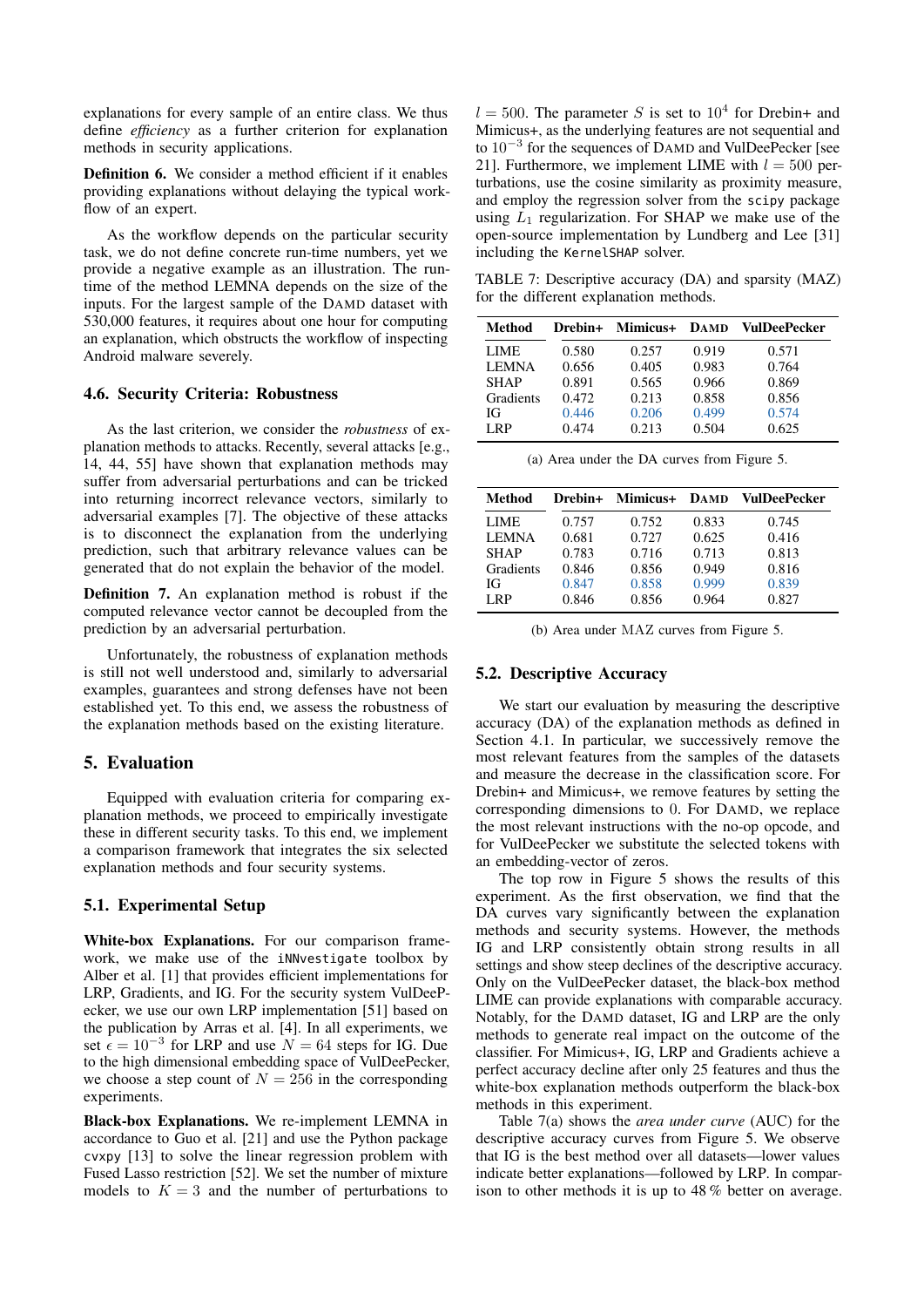explanations for every sample of an entire class. We thus define *efficiency* as a further criterion for explanation methods in security applications.

**Definition 6.** We consider a method efficient if it enables providing explanations without delaying the typical workflow of an expert.

As the workflow depends on the particular security task, we do not define concrete run-time numbers, yet we provide a negative example as an illustration. The runtime of the method LEMNA depends on the size of the inputs. For the largest sample of the DAMD dataset with 530,000 features, it requires about one hour for computing an explanation, which obstructs the workflow of inspecting Android malware severely.

### 4.6. Security Criteria: Robustness

As the last criterion, we consider the *robustness* of explanation methods to attacks. Recently, several attacks [e.g., 14, 44, 55] have shown that explanation methods may suffer from adversarial perturbations and can be tricked into returning incorrect relevance vectors, similarly to adversarial examples [7]. The objective of these attacks is to disconnect the explanation from the underlying prediction, such that arbitrary relevance values can be generated that do not explain the behavior of the model.

**Definition 7.** An explanation method is robust if the computed relevance vector cannot be decoupled from the prediction by an adversarial perturbation.

Unfortunately, the robustness of explanation methods is still not well understood and, similarly to adversarial examples, guarantees and strong defenses have not been established yet. To this end, we assess the robustness of the explanation methods based on the existing literature.

## 5. Evaluation

Equipped with evaluation criteria for comparing explanation methods, we proceed to empirically investigate these in different security tasks. To this end, we implement a comparison framework that integrates the six selected explanation methods and four security systems.

### 5.1. Experimental Setup

**White-box Explanations.** For our comparison framework, we make use of the `iNNvestigate` toolbox by Alber et al. [1] that provides efficient implementations for LRP, Gradients, and IG. For the security system VulDeePecker, we use our own LRP implementation [51] based on the publication by Arras et al. [4]. In all experiments, we set $\epsilon = 10^{-3}$ for LRP and use $N = 64$ steps for IG. Due to the high dimensional embedding space of VulDeePecker, we choose a step count of $N = 256$ in the corresponding experiments.

**Black-box Explanations.** We re-implement LEMNA in accordance to Guo et al. [21] and use the Python package `cvxpy` [13] to solve the linear regression problem with Fused Lasso restriction [52]. We set the number of mixture models to $K = 3$ and the number of perturbations to $l = 500$. The parameter $S$ is set to $10^4$ for Drebin+ and Mimicus+, as the underlying features are not sequential and to $10^{-3}$ for the sequences of DAMD and VulDeePecker [see 21]. Furthermore, we implement LIME with $l = 500$ perturbations, use the cosine similarity as proximity measure, and employ the regression solver from the `scipy` package using $L_1$ regularization. For SHAP we make use of the open-source implementation by Lundberg and Lee [31] including the `KernelSHAP` solver.

TABLE 7: Descriptive accuracy (DA) and sparsity (MAZ) for the different explanation methods.

| Method | Drebin+ | Mimicus+ | DAMD | VulDeePecker |
|---|---|---|---|---|
| LIME | 0.580 | 0.257 | 0.919 | 0.571 |
| LEMNA | 0.656 | 0.405 | 0.983 | 0.764 |
| SHAP | 0.891 | 0.565 | 0.966 | 0.869 |
| Gradients | 0.472 | 0.213 | 0.858 | 0.856 |
| IG | 0.446 | 0.206 | 0.499 | 0.574 |
| LRP | 0.474 | 0.213 | 0.504 | 0.625 |

(a) Area under the DA curves from Figure 5.

| Method | Drebin+ | Mimicus+ | DAMD | VulDeePecker |
|---|---|---|---|---|
| LIME | 0.757 | 0.752 | 0.833 | 0.745 |
| LEMNA | 0.681 | 0.727 | 0.625 | 0.416 |
| SHAP | 0.783 | 0.716 | 0.713 | 0.813 |
| Gradients | 0.846 | 0.856 | 0.949 | 0.816 |
| IG | 0.847 | 0.858 | 0.999 | 0.839 |
| LRP | 0.846 | 0.856 | 0.964 | 0.827 |

(b) Area under MAZ curves from Figure 5.

### 5.2. Descriptive Accuracy

We start our evaluation by measuring the descriptive accuracy (DA) of the explanation methods as defined in Section 4.1. In particular, we successively remove the most relevant features from the samples of the datasets and measure the decrease in the classification score. For Drebin+ and Mimicus+, we remove features by setting the corresponding dimensions to 0. For DAMD, we replace the most relevant instructions with the no-op opcode, and for VulDeePecker we substitute the selected tokens with an embedding-vector of zeros.

The top row in Figure 5 shows the results of this experiment. As the first observation, we find that the DA curves vary significantly between the explanation methods and security systems. However, the methods IG and LRP consistently obtain strong results in all settings and show steep declines of the descriptive accuracy. Only on the VulDeePecker dataset, the black-box method LIME can provide explanations with comparable accuracy. Notably, for the DAMD dataset, IG and LRP are the only methods to generate real impact on the outcome of the classifier. For Mimicus+, IG, LRP and Gradients achieve a perfect accuracy decline after only 25 features and thus the white-box explanation methods outperform the black-box methods in this experiment.

Table 7(a) shows the *area under curve* (AUC) for the descriptive accuracy curves from Figure 5. We observe that IG is the best method over all datasets—lower values indicate better explanations—followed by LRP. In comparison to other methods it is up to 48 % better on average.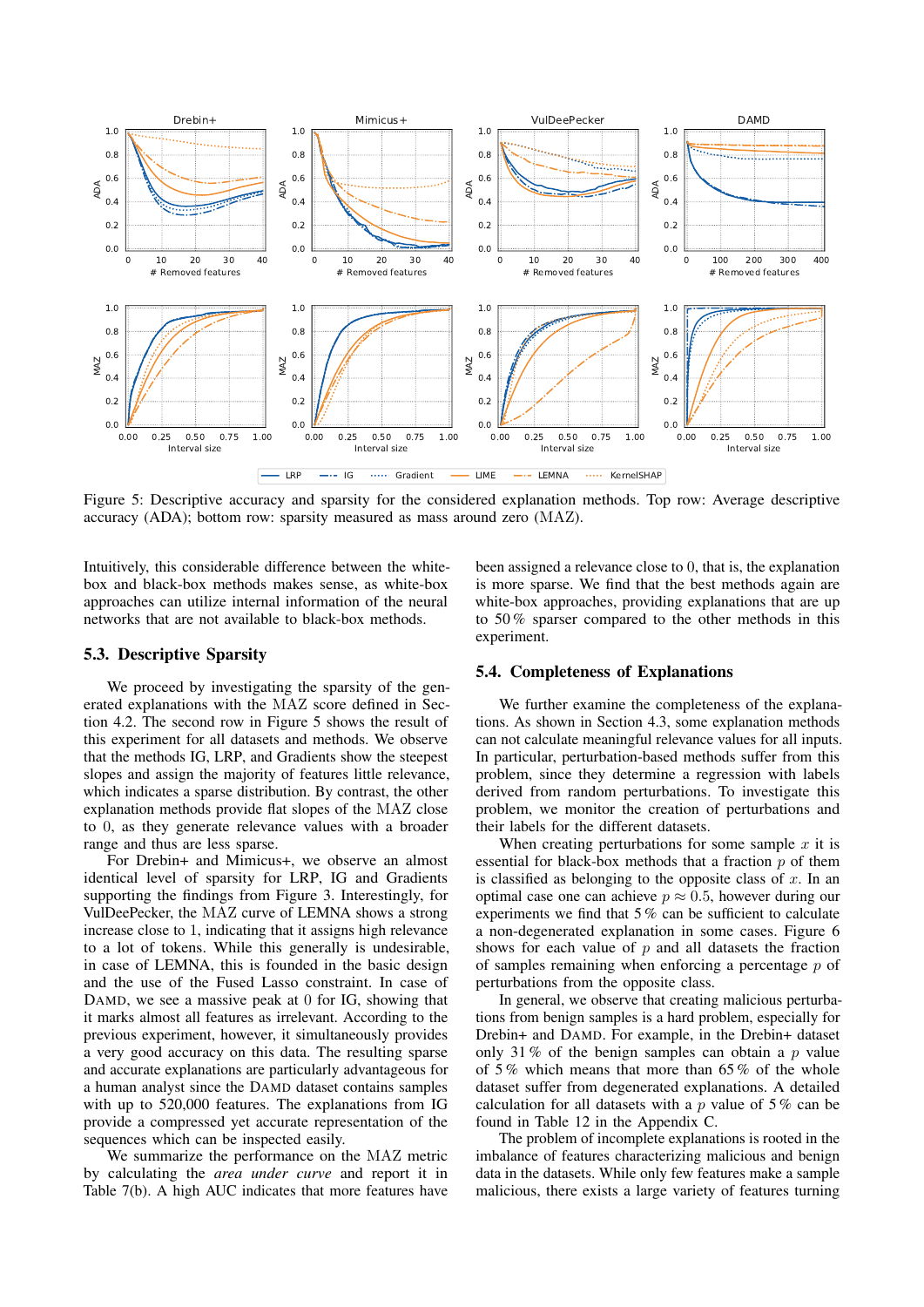Figure 5: Descriptive accuracy and sparsity for the considered explanation methods. Top row: Average descriptive accuracy (ADA); bottom row: sparsity measured as mass around zero (MAZ).

Intuitively, this considerable difference between the white-box and black-box methods makes sense, as white-box approaches can utilize internal information of the neural networks that are not available to black-box methods.

### 5.3. Descriptive Sparsity

We proceed by investigating the sparsity of the generated explanations with the MAZ score defined in Section 4.2. The second row in Figure 5 shows the result of this experiment for all datasets and methods. We observe that the methods IG, LRP, and Gradients show the steepest slopes and assign the majority of features little relevance, which indicates a sparse distribution. By contrast, the other explanation methods provide flat slopes of the MAZ close to 0, as they generate relevance values with a broader range and thus are less sparse.

For Drebin+ and Mimicus+, we observe an almost identical level of sparsity for LRP, IG and Gradients supporting the findings from Figure 3. Interestingly, for VulDeePecker, the MAZ curve of LEMNA shows a strong increase close to 1, indicating that it assigns high relevance to a lot of tokens. While this generally is undesirable, in case of LEMNA, this is founded in the basic design and the use of the Fused Lasso constraint. In case of DAMD, we see a massive peak at 0 for IG, showing that it marks almost all features as irrelevant. According to the previous experiment, however, it simultaneously provides a very good accuracy on this data. The resulting sparse and accurate explanations are particularly advantageous for a human analyst since the DAMD dataset contains samples with up to 520,000 features. The explanations from IG provide a compressed yet accurate representation of the sequences which can be inspected easily.

We summarize the performance on the MAZ metric by calculating the *area under curve* and report it in Table 7(b). A high AUC indicates that more features have been assigned a relevance close to 0, that is, the explanation is more sparse. We find that the best methods again are white-box approaches, providing explanations that are up to 50 % sparser compared to the other methods in this experiment.

### 5.4. Completeness of Explanations

We further examine the completeness of the explanations. As shown in Section 4.3, some explanation methods can not calculate meaningful relevance values for all inputs. In particular, perturbation-based methods suffer from this problem, since they determine a regression with labels derived from random perturbations. To investigate this problem, we monitor the creation of perturbations and their labels for the different datasets.

When creating perturbations for some sample $x$ it is essential for black-box methods that a fraction $p$ of them is classified as belonging to the opposite class of $x$. In an optimal case one can achieve $p \approx 0.5$, however during our experiments we find that 5 % can be sufficient to calculate a non-degenerated explanation in some cases. Figure 6 shows for each value of $p$ and all datasets the fraction of samples remaining when enforcing a percentage $p$ of perturbations from the opposite class.

In general, we observe that creating malicious perturbations from benign samples is a hard problem, especially for Drebin+ and DAMD. For example, in the Drebin+ dataset only 31 % of the benign samples can obtain a $p$ value of 5 % which means that more than 65 % of the whole dataset suffer from degenerated explanations. A detailed calculation for all datasets with a $p$ value of 5 % can be found in Table 12 in the Appendix C.

The problem of incomplete explanations is rooted in the imbalance of features characterizing malicious and benign data in the datasets. While only few features make a sample malicious, there exists a large variety of features turning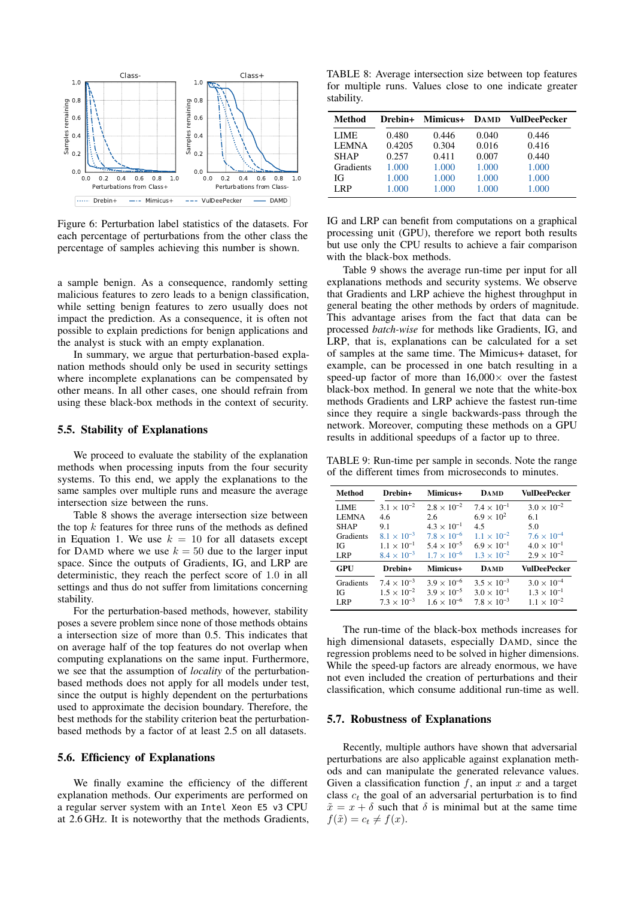Figure 6: Perturbation label statistics of the datasets. For each percentage of perturbations from the other class the percentage of samples achieving this number is shown.

a sample benign. As a consequence, randomly setting malicious features to zero leads to a benign classification, while setting benign features to zero usually does not impact the prediction. As a consequence, it is often not possible to explain predictions for benign applications and the analyst is stuck with an empty explanation.

In summary, we argue that perturbation-based explanation methods should only be used in security settings where incomplete explanations can be compensated by other means. In all other cases, one should refrain from using these black-box methods in the context of security.

## 5.5. Stability of Explanations

We proceed to evaluate the stability of the explanation methods when processing inputs from the four security systems. To this end, we apply the explanations to the same samples over multiple runs and measure the average intersection size between the runs.

Table 8 shows the average intersection size between the top $k$ features for three runs of the methods as defined in Equation 1. We use $k = 10$ for all datasets except for DAMD where we use $k = 50$ due to the larger input space. Since the outputs of Gradients, IG, and LRP are deterministic, they reach the perfect score of 1.0 in all settings and thus do not suffer from limitations concerning stability.

For the perturbation-based methods, however, stability poses a severe problem since none of those methods obtains a intersection size of more than 0.5. This indicates that on average half of the top features do not overlap when computing explanations on the same input. Furthermore, we see that the assumption of *locality* of the perturbation-based methods does not apply for all models under test, since the output is highly dependent on the perturbations used to approximate the decision boundary. Therefore, the best methods for the stability criterion beat the perturbation-based methods by a factor of at least 2.5 on all datasets.

## 5.6. Efficiency of Explanations

We finally examine the efficiency of the different explanation methods. Our experiments are performed on a regular server system with an `Intel Xeon E5 v3` CPU at 2.6 GHz. It is noteworthy that the methods Gradients, IG and LRP can benefit from computations on a graphical processing unit (GPU), therefore we report both results but use only the CPU results to achieve a fair comparison with the black-box methods.

TABLE 8: Average intersection size between top features for multiple runs. Values close to one indicate greater stability.

| Method | Drebin+ | Mimicus+ | DAMD | VulDeePecker |
|---|---|---|---|---|
| LIME | 0.480 | 0.446 | 0.040 | 0.446 |
| LEMNA | 0.4205 | 0.304 | 0.016 | 0.416 |
| SHAP | 0.257 | 0.411 | 0.007 | 0.440 |
| Gradients | 1.000 | 1.000 | 1.000 | 1.000 |
| IG | 1.000 | 1.000 | 1.000 | 1.000 |
| LRP | 1.000 | 1.000 | 1.000 | 1.000 |

Table 9 shows the average run-time per input for all explanations methods and security systems. We observe that Gradients and LRP achieve the highest throughput in general beating the other methods by orders of magnitude. This advantage arises from the fact that data can be processed *batch-wise* for methods like Gradients, IG, and LRP, that is, explanations can be calculated for a set of samples at the same time. The Mimicus+ dataset, for example, can be processed in one batch resulting in a speed-up factor of more than 16,000× over the fastest black-box method. In general we note that the white-box methods Gradients and LRP achieve the fastest run-time since they require a single backwards-pass through the network. Moreover, computing these methods on a GPU results in additional speedups of a factor up to three.

TABLE 9: Run-time per sample in seconds. Note the range of the different times from microseconds to minutes.

| Method | Drebin+ | Mimicus+ | DAMD | VulDeePecker |
|---|---|---|---|---|
| LIME | $3.1 \times 10^{-2}$ | $2.8 \times 10^{-2}$ | $7.4 \times 10^{-1}$ | $3.0 \times 10^{-2}$ |
| LEMNA | 4.6 | 2.6 | $6.9 \times 10^{2}$ | 6.1 |
| SHAP | 9.1 | $4.3 \times 10^{-1}$ | 4.5 | 5.0 |
| Gradients | $8.1 \times 10^{-3}$ | $7.8 \times 10^{-6}$ | $1.1 \times 10^{-2}$ | $7.6 \times 10^{-4}$ |
| IG | $1.1 \times 10^{-1}$ | $5.4 \times 10^{-5}$ | $6.9 \times 10^{-1}$ | $4.0 \times 10^{-1}$ |
| LRP | $8.4 \times 10^{-3}$ | $1.7 \times 10^{-6}$ | $1.3 \times 10^{-2}$ | $2.9 \times 10^{-2}$ |
| **GPU** | **Drebin+** | **Mimicus+** | **DAMD** | **VulDeePecker** |
| Gradients | $7.4 \times 10^{-3}$ | $3.9 \times 10^{-6}$ | $3.5 \times 10^{-3}$ | $3.0 \times 10^{-4}$ |
| IG | $1.5 \times 10^{-2}$ | $3.9 \times 10^{-5}$ | $3.0 \times 10^{-1}$ | $1.3 \times 10^{-1}$ |
| LRP | $7.3 \times 10^{-3}$ | $1.6 \times 10^{-6}$ | $7.8 \times 10^{-3}$ | $1.1 \times 10^{-2}$ |

The run-time of the black-box methods increases for high dimensional datasets, especially DAMD, since the regression problems need to be solved in higher dimensions. While the speed-up factors are already enormous, we have not even included the creation of perturbations and their classification, which consume additional run-time as well.

## 5.7. Robustness of Explanations

Recently, multiple authors have shown that adversarial perturbations are also applicable against explanation methods and can manipulate the generated relevance values. Given a classification function $f$, an input $x$ and a target class $c_t$ the goal of an adversarial perturbation is to find $\tilde{x} = x + \delta$ such that $\delta$ is minimal but at the same time $f(\tilde{x}) = c_t \neq f(x)$.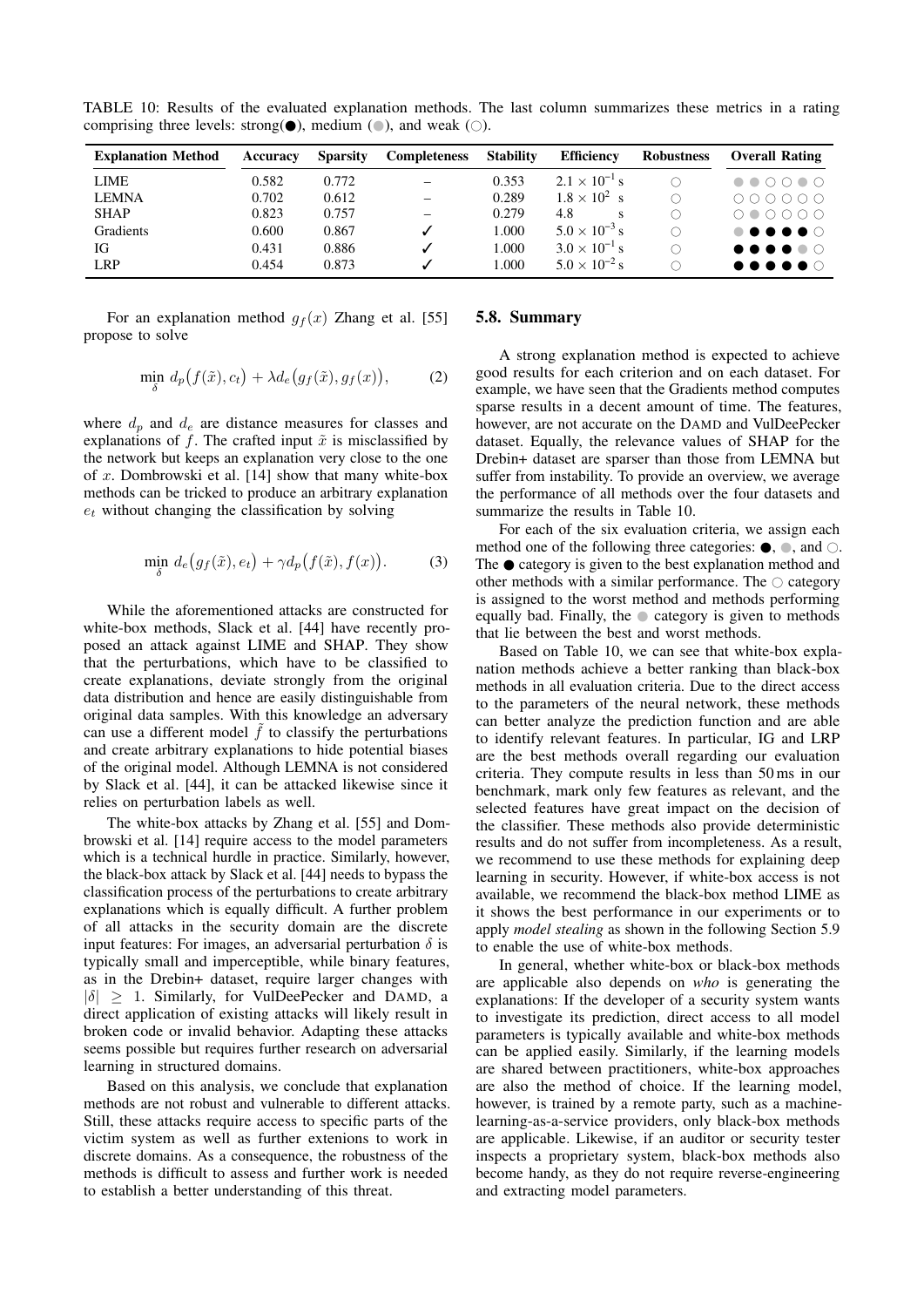TABLE 10: Results of the evaluated explanation methods. The last column summarizes these metrics in a rating comprising three levels: strong(●), medium (◐), and weak (○).

| Explanation Method | Accuracy | Sparsity | Completeness | Stability | Efficiency | Robustness | Overall Rating |
|---|---|---|---|---|---|---|---|
| LIME | 0.582 | 0.772 | – | 0.353 | $2.1 \times 10^{-1}$ s | ○ | ◐ ◐ ○ ○ ◐ ○ |
| LEMNA | 0.702 | 0.612 | – | 0.289 | $1.8 \times 10^{2}$ s | ○ | ○ ○ ○ ○ ○ ○ |
| SHAP | 0.823 | 0.757 | – | 0.279 | 4.8 s | ○ | ○ ◐ ○ ○ ○ ○ |
| Gradients | 0.600 | 0.867 | ✓ | 1.000 | $5.0 \times 10^{-3}$ s | ○ | ◐ ● ● ● ● ○ |
| IG | 0.431 | 0.886 | ✓ | 1.000 | $3.0 \times 10^{-1}$ s | ○ | ● ● ● ● ◐ ○ |
| LRP | 0.454 | 0.873 | ✓ | 1.000 | $5.0 \times 10^{-2}$ s | ○ | ● ● ● ● ● ○ |

For an explanation method $g_f(x)$ Zhang et al. [55] propose to solve

$$\min_{\delta} d_p\big(f(\tilde{x}), c_t\big) + \lambda d_e\big(g_f(\tilde{x}), g_f(x)\big), \tag{2}$$

where $d_p$ and $d_e$ are distance measures for classes and explanations of $f$. The crafted input $\tilde{x}$ is misclassified by the network but keeps an explanation very close to the one of $x$. Dombrowski et al. [14] show that many white-box methods can be tricked to produce an arbitrary explanation $e_t$ without changing the classification by solving

$$\min_{\delta} d_e\big(g_f(\tilde{x}), e_t\big) + \gamma d_p\big(f(\tilde{x}), f(x)\big). \tag{3}$$

While the aforementioned attacks are constructed for white-box methods, Slack et al. [44] have recently proposed an attack against LIME and SHAP. They show that the perturbations, which have to be classified to create explanations, deviate strongly from the original data distribution and hence are easily distinguishable from original data samples. With this knowledge an adversary can use a different model $\tilde{f}$ to classify the perturbations and create arbitrary explanations to hide potential biases of the original model. Although LEMNA is not considered by Slack et al. [44], it can be attacked likewise since it relies on perturbation labels as well.

The white-box attacks by Zhang et al. [55] and Dombrowski et al. [14] require access to the model parameters which is a technical hurdle in practice. Similarly, however, the black-box attack by Slack et al. [44] needs to bypass the classification process of the perturbations to create arbitrary explanations which is equally difficult. A further problem of all attacks in the security domain are the discrete input features: For images, an adversarial perturbation $\delta$ is typically small and imperceptible, while binary features, as in the Drebin+ dataset, require larger changes with $|\delta| \geq 1$. Similarly, for VulDeePecker and DAMD, a direct application of existing attacks will likely result in broken code or invalid behavior. Adapting these attacks seems possible but requires further research on adversarial learning in structured domains.

Based on this analysis, we conclude that explanation methods are not robust and vulnerable to different attacks. Still, these attacks require access to specific parts of the victim system as well as further extenions to work in discrete domains. As a consequence, the robustness of the methods is difficult to assess and further work is needed to establish a better understanding of this threat.

### 5.8. Summary

A strong explanation method is expected to achieve good results for each criterion and on each dataset. For example, we have seen that the Gradients method computes sparse results in a decent amount of time. The features, however, are not accurate on the DAMD and VulDeePecker dataset. Equally, the relevance values of SHAP for the Drebin+ dataset are sparser than those from LEMNA but suffer from instability. To provide an overview, we average the performance of all methods over the four datasets and summarize the results in Table 10.

For each of the six evaluation criteria, we assign each method one of the following three categories: ●, ◐, and ○. The ● category is given to the best explanation method and other methods with a similar performance. The ○ category is assigned to the worst method and methods performing equally bad. Finally, the ◐ category is given to methods that lie between the best and worst methods.

Based on Table 10, we can see that white-box explanation methods achieve a better ranking than black-box methods in all evaluation criteria. Due to the direct access to the parameters of the neural network, these methods can better analyze the prediction function and are able to identify relevant features. In particular, IG and LRP are the best methods overall regarding our evaluation criteria. They compute results in less than 50 ms in our benchmark, mark only few features as relevant, and the selected features have great impact on the decision of the classifier. These methods also provide deterministic results and do not suffer from incompleteness. As a result, we recommend to use these methods for explaining deep learning in security. However, if white-box access is not available, we recommend the black-box method LIME as it shows the best performance in our experiments or to apply *model stealing* as shown in the following Section 5.9 to enable the use of white-box methods.

In general, whether white-box or black-box methods are applicable also depends on *who* is generating the explanations: If the developer of a security system wants to investigate its prediction, direct access to all model parameters is typically available and white-box methods can be applied easily. Similarly, if the learning models are shared between practitioners, white-box approaches are also the method of choice. If the learning model, however, is trained by a remote party, such as a machine-learning-as-a-service providers, only black-box methods are applicable. Likewise, if an auditor or security tester inspects a proprietary system, black-box methods also become handy, as they do not require reverse-engineering and extracting model parameters.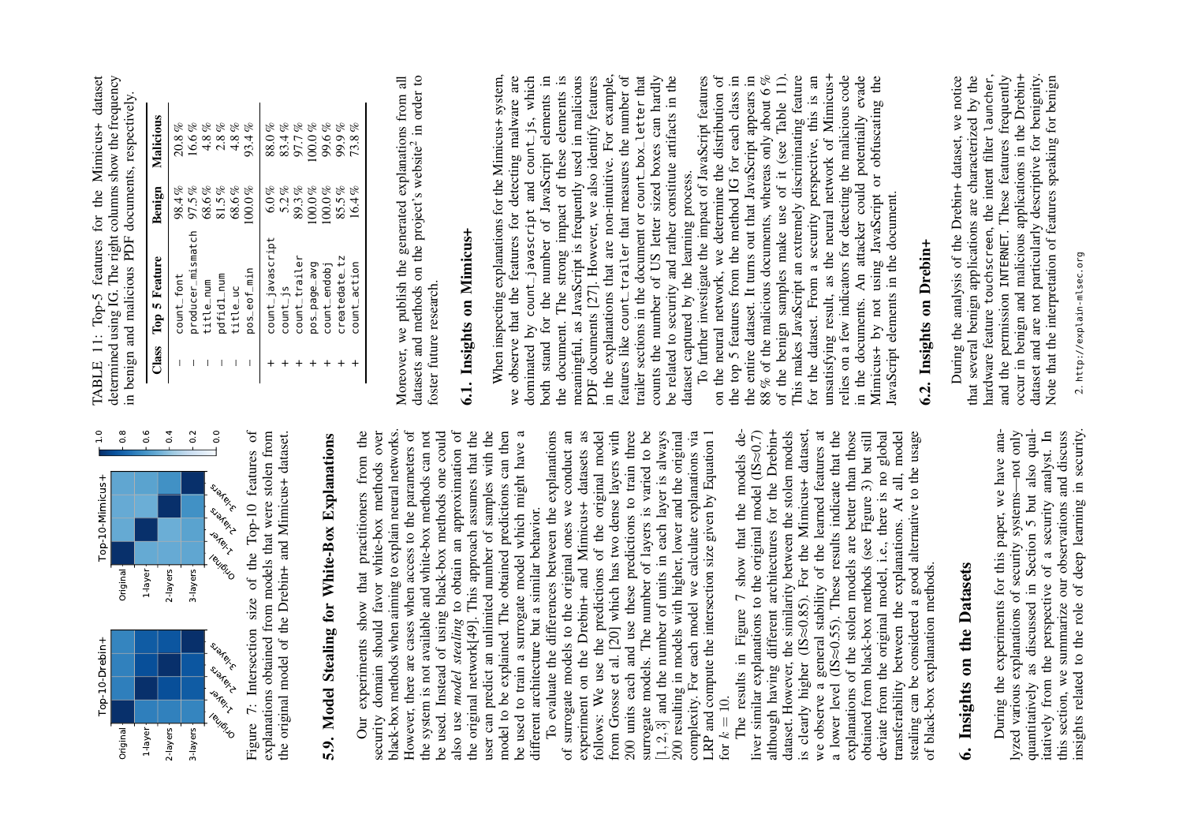Figure 7: Intersection size of the Top-10 features of explanations obtained from models that were stolen from the original model of the Drebin+ and Mimicus+ dataset.

### 5.9. Model Stealing for White-Box Explanations

Our experiments show that practitioners from the security domain should favor white-box methods over black-box methods when aiming to explain neural networks. However, there are cases when access to the parameters of the system is not available and white-box methods can not be used. Instead of using black-box methods one could also use *model stealing* to obtain an approximation of the original network[49]. This approach assumes that the user can predict an unlimited number of samples with the model to be explained. The obtained predictions can then be used to train a surrogate model which might have a different architecture but a similar behavior.

To evaluate the differences between the explanations of surrogate models to the original ones we conduct an experiment on the Drebin+ and Mimicus+ datasets as follows: We use the predictions of the original model from Grosse et al. [20] which has two dense layers with 200 units each and use these predictions to train three surrogate models. The number of layers is varied to be $[1, 2, 3]$ and the number of units in each layer is always 200 resulting in models with higher, lower and the original complexity. For each model we calculate explanations via LRP and compute the intersection size given by Equation 1 for $k = 10$.

The results in Figure 7 show that the models deliver similar explanations to the original model (IS≈0.7) although having different architectures for the Drebin+ dataset. However, the similarity between the stolen models is clearly higher (IS≈0.85). For the Mimicus+ dataset, we observe a general stability of the learned features at a lower level (IS≈0.55). These results indicate that the explanations of the stolen models are better than those obtained from black-box methods (see Figure 3) but still deviate from the original model, i.e., there is no global transferability between the explanations. At all, model stealing can be considered a good alternative to the usage of black-box explanation methods.

## 6. Insights on the Datasets

During the experiments for this paper, we have analyzed various explanations of security systems—not only quantitatively as discussed in Section 5 but also qualitatively from the perspective of a security analyst. In this section, we summarize our observations and discuss insights related to the role of deep learning in security.

TABLE 11: Top-5 features for the Mimicus+ dataset determined using IG. The right columns show the frequency in benign and malicious PDF documents, respectively.

| Class | Top 5 Feature | Benign | Malicious |
|---|---|---|---|
| – | count_font | 98.4 % | 20.8 % |
| – | producer_mismatch | 97.5 % | 16.6 % |
| – | title_num | 68.6 % | 4.8 % |
| – | pdfid1_num | 81.5 % | 2.8 % |
| – | title_uc | 68.6 % | 4.8 % |
| – | pos_eof_min | 100.0 % | 93.4 % |
| + | count_javascript | 6.0 % | 88.0 % |
| + | count_js | 5.2 % | 83.4 % |
| + | count_trailer | 89.3 % | 97.7 % |
| + | pos_page_avg | 100.0 % | 100.0 % |
| + | count_endobj | 100.0 % | 99.6 % |
| + | createdate_tz | 85.5 % | 99.9 % |
| + | count_action | 16.4 % | 73.8 % |

Moreover, we publish the generated explanations from all datasets and methods on the project's website[2] in order to foster future research.

### 6.1. Insights on Mimicus+

When inspecting explanations for the Mimicus+ system, we observe that the features for detecting malware are dominated by count_javascript and count_js, which both stand for the number of JavaScript elements in the document. The strong impact of these elements is meaningful, as JavaScript is frequently used in malicious PDF documents [27]. However, we also identify features in the explanations that are non-intuitive. For example, features like count_trailer that measures the number of trailer sections in the document or count_box_letter that counts the number of US letter sized boxes can hardly be related to security and rather constitute artifacts in the dataset captured by the learning process.

To further investigate the impact of JavaScript features on the neural network, we determine the distribution of the top 5 features from the method IG for each class in the entire dataset. It turns out that JavaScript appears in 88 % of the malicious documents, whereas only about 6 % of the benign samples make use of it (see Table 11). This makes JavaScript an extremely discriminating feature for the dataset. From a security perspective, this is an unsatisfying result, as the neural network of Mimicus+ relies on a few indicators for detecting the malicious code in the documents. An attacker could potentially evade Mimicus+ by not using JavaScript or obfuscating the JavaScript elements in the document.

### 6.2. Insights on Drebin+

During the analysis of the Drebin+ dataset, we notice that several benign applications are characterized by the hardware feature touchscreen, the intent filter launcher, and the permission INTERNET. These features frequently occur in benign and malicious applications in the Drebin+ dataset and are not particularly descriptive for benignity. Note that the interpretation of features speaking for benign

2. http://explain-mlsec.org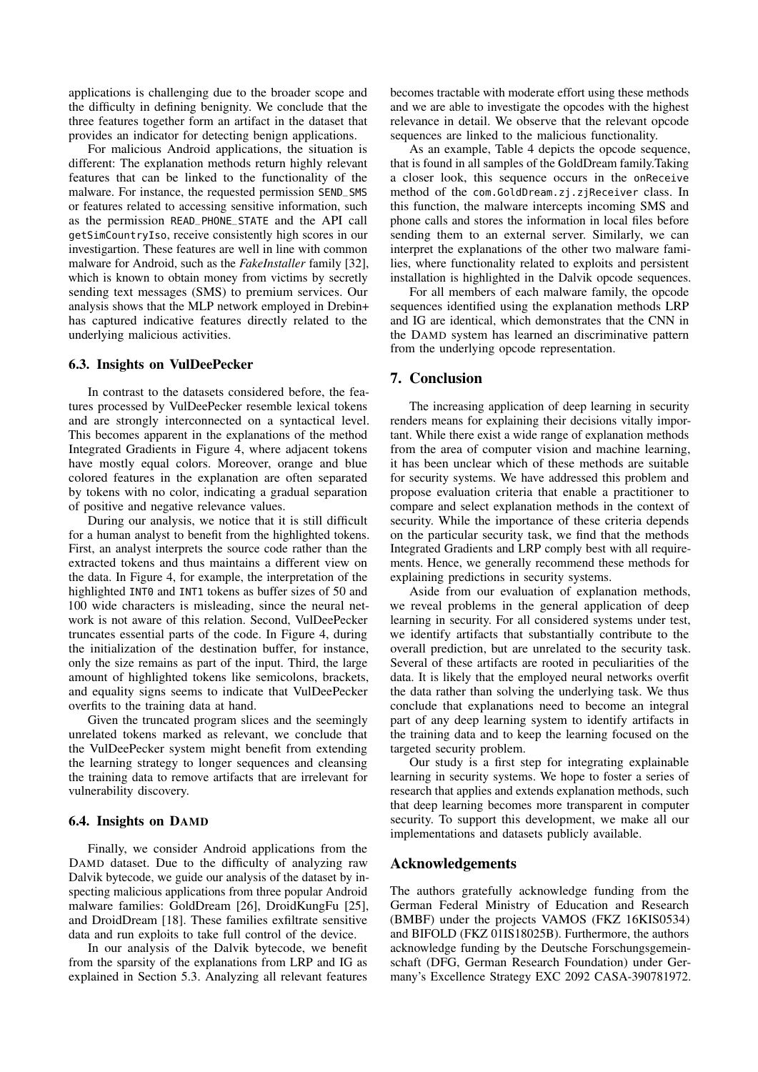applications is challenging due to the broader scope and the difficulty in defining benignity. We conclude that the three features together form an artifact in the dataset that provides an indicator for detecting benign applications.

For malicious Android applications, the situation is different: The explanation methods return highly relevant features that can be linked to the functionality of the malware. For instance, the requested permission SEND_SMS or features related to accessing sensitive information, such as the permission READ_PHONE_STATE and the API call getSimCountryIso, receive consistently high scores in our investigartion. These features are well in line with common malware for Android, such as the *FakeInstaller* family [32], which is known to obtain money from victims by secretly sending text messages (SMS) to premium services. Our analysis shows that the MLP network employed in Drebin+ has captured indicative features directly related to the underlying malicious activities.

### 6.3. Insights on VulDeePecker

In contrast to the datasets considered before, the features processed by VulDeePecker resemble lexical tokens and are strongly interconnected on a syntactical level. This becomes apparent in the explanations of the method Integrated Gradients in Figure 4, where adjacent tokens have mostly equal colors. Moreover, orange and blue colored features in the explanation are often separated by tokens with no color, indicating a gradual separation of positive and negative relevance values.

During our analysis, we notice that it is still difficult for a human analyst to benefit from the highlighted tokens. First, an analyst interprets the source code rather than the extracted tokens and thus maintains a different view on the data. In Figure 4, for example, the interpretation of the highlighted INT0 and INT1 tokens as buffer sizes of 50 and 100 wide characters is misleading, since the neural network is not aware of this relation. Second, VulDeePecker truncates essential parts of the code. In Figure 4, during the initialization of the destination buffer, for instance, only the size remains as part of the input. Third, the large amount of highlighted tokens like semicolons, brackets, and equality signs seems to indicate that VulDeePecker overfits to the training data at hand.

Given the truncated program slices and the seemingly unrelated tokens marked as relevant, we conclude that the VulDeePecker system might benefit from extending the learning strategy to longer sequences and cleansing the training data to remove artifacts that are irrelevant for vulnerability discovery.

### 6.4. Insights on DAMD

Finally, we consider Android applications from the DAMD dataset. Due to the difficulty of analyzing raw Dalvik bytecode, we guide our analysis of the dataset by inspecting malicious applications from three popular Android malware families: GoldDream [26], DroidKungFu [25], and DroidDream [18]. These families exfiltrate sensitive data and run exploits to take full control of the device.

In our analysis of the Dalvik bytecode, we benefit from the sparsity of the explanations from LRP and IG as explained in Section 5.3. Analyzing all relevant features becomes tractable with moderate effort using these methods and we are able to investigate the opcodes with the highest relevance in detail. We observe that the relevant opcode sequences are linked to the malicious functionality.

As an example, Table 4 depicts the opcode sequence, that is found in all samples of the GoldDream family.Taking a closer look, this sequence occurs in the onReceive method of the com.GoldDream.zj.zjReceiver class. In this function, the malware intercepts incoming SMS and phone calls and stores the information in local files before sending them to an external server. Similarly, we can interpret the explanations of the other two malware families, where functionality related to exploits and persistent installation is highlighted in the Dalvik opcode sequences.

For all members of each malware family, the opcode sequences identified using the explanation methods LRP and IG are identical, which demonstrates that the CNN in the DAMD system has learned an discriminative pattern from the underlying opcode representation.

## 7. Conclusion

The increasing application of deep learning in security renders means for explaining their decisions vitally important. While there exist a wide range of explanation methods from the area of computer vision and machine learning, it has been unclear which of these methods are suitable for security systems. We have addressed this problem and propose evaluation criteria that enable a practitioner to compare and select explanation methods in the context of security. While the importance of these criteria depends on the particular security task, we find that the methods Integrated Gradients and LRP comply best with all requirements. Hence, we generally recommend these methods for explaining predictions in security systems.

Aside from our evaluation of explanation methods, we reveal problems in the general application of deep learning in security. For all considered systems under test, we identify artifacts that substantially contribute to the overall prediction, but are unrelated to the security task. Several of these artifacts are rooted in peculiarities of the data. It is likely that the employed neural networks overfit the data rather than solving the underlying task. We thus conclude that explanations need to become an integral part of any deep learning system to identify artifacts in the training data and to keep the learning focused on the targeted security problem.

Our study is a first step for integrating explainable learning in security systems. We hope to foster a series of research that applies and extends explanation methods, such that deep learning becomes more transparent in computer security. To support this development, we make all our implementations and datasets publicly available.

## Acknowledgements

The authors gratefully acknowledge funding from the German Federal Ministry of Education and Research (BMBF) under the projects VAMOS (FKZ 16KIS0534) and BIFOLD (FKZ 01IS18025B). Furthermore, the authors acknowledge funding by the Deutsche Forschungsgemeinschaft (DFG, German Research Foundation) under Germany's Excellence Strategy EXC 2092 CASA-390781972.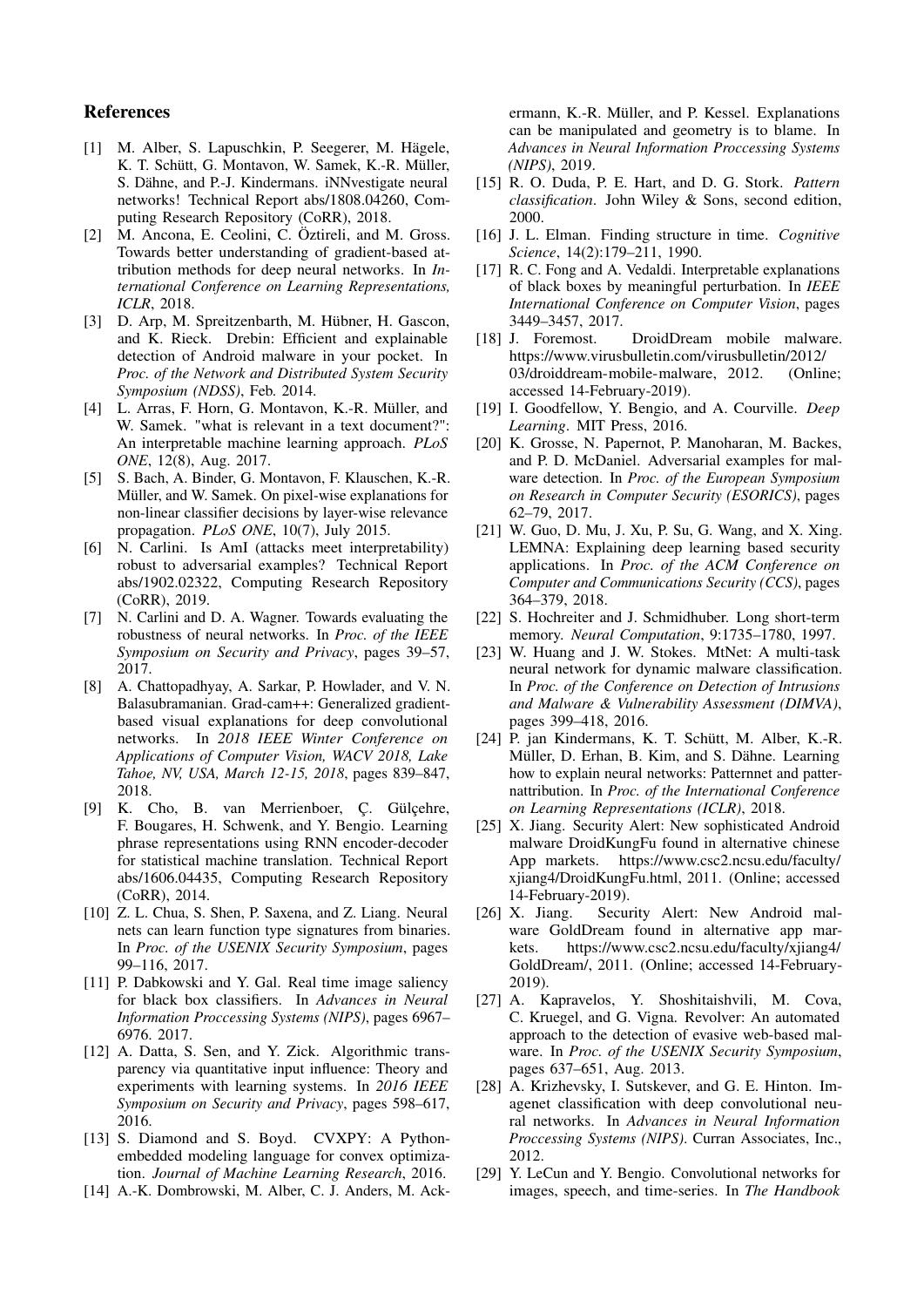## References

[1] M. Alber, S. Lapuschkin, P. Seegerer, M. Hägele, K. T. Schütt, G. Montavon, W. Samek, K.-R. Müller, S. Dähne, and P.-J. Kindermans. iNNvestigate neural networks! Technical Report abs/1808.04260, Computing Research Repository (CoRR), 2018.

[2] M. Ancona, E. Ceolini, C. Öztireli, and M. Gross. Towards better understanding of gradient-based attribution methods for deep neural networks. In *International Conference on Learning Representations, ICLR*, 2018.

[3] D. Arp, M. Spreitzenbarth, M. Hübner, H. Gascon, and K. Rieck. Drebin: Efficient and explainable detection of Android malware in your pocket. In *Proc. of the Network and Distributed System Security Symposium (NDSS)*, Feb. 2014.

[4] L. Arras, F. Horn, G. Montavon, K.-R. Müller, and W. Samek. "what is relevant in a text document?": An interpretable machine learning approach. *PLoS ONE*, 12(8), Aug. 2017.

[5] S. Bach, A. Binder, G. Montavon, F. Klauschen, K.-R. Müller, and W. Samek. On pixel-wise explanations for non-linear classifier decisions by layer-wise relevance propagation. *PLoS ONE*, 10(7), July 2015.

[6] N. Carlini. Is AmI (attacks meet interpretability) robust to adversarial examples? Technical Report abs/1902.02322, Computing Research Repository (CoRR), 2019.

[7] N. Carlini and D. A. Wagner. Towards evaluating the robustness of neural networks. In *Proc. of the IEEE Symposium on Security and Privacy*, pages 39–57, 2017.

[8] A. Chattopadhyay, A. Sarkar, P. Howlader, and V. N. Balasubramanian. Grad-cam++: Generalized gradient-based visual explanations for deep convolutional networks. In *2018 IEEE Winter Conference on Applications of Computer Vision, WACV 2018, Lake Tahoe, NV, USA, March 12-15, 2018*, pages 839–847, 2018.

[9] K. Cho, B. van Merrienboer, Ç. Gülçehre, F. Bougares, H. Schwenk, and Y. Bengio. Learning phrase representations using RNN encoder-decoder for statistical machine translation. Technical Report abs/1606.04435, Computing Research Repository (CoRR), 2014.

[10] Z. L. Chua, S. Shen, P. Saxena, and Z. Liang. Neural nets can learn function type signatures from binaries. In *Proc. of the USENIX Security Symposium*, pages 99–116, 2017.

[11] P. Dabkowski and Y. Gal. Real time image saliency for black box classifiers. In *Advances in Neural Information Proccessing Systems (NIPS)*, pages 6967–6976. 2017.

[12] A. Datta, S. Sen, and Y. Zick. Algorithmic transparency via quantitative input influence: Theory and experiments with learning systems. In *2016 IEEE Symposium on Security and Privacy*, pages 598–617, 2016.

[13] S. Diamond and S. Boyd. CVXPY: A Python-embedded modeling language for convex optimization. *Journal of Machine Learning Research*, 2016.

[14] A.-K. Dombrowski, M. Alber, C. J. Anders, M. Ackermann, K.-R. Müller, and P. Kessel. Explanations can be manipulated and geometry is to blame. In *Advances in Neural Information Proccessing Systems (NIPS)*, 2019.

[15] R. O. Duda, P. E. Hart, and D. G. Stork. *Pattern classification*. John Wiley & Sons, second edition, 2000.

[16] J. L. Elman. Finding structure in time. *Cognitive Science*, 14(2):179–211, 1990.

[17] R. C. Fong and A. Vedaldi. Interpretable explanations of black boxes by meaningful perturbation. In *IEEE International Conference on Computer Vision*, pages 3449–3457, 2017.

[18] J. Foremost. DroidDream mobile malware. https://www.virusbulletin.com/virusbulletin/2012/03/droiddream-mobile-malware, 2012. (Online; accessed 14-February-2019).

[19] I. Goodfellow, Y. Bengio, and A. Courville. *Deep Learning*. MIT Press, 2016.

[20] K. Grosse, N. Papernot, P. Manoharan, M. Backes, and P. D. McDaniel. Adversarial examples for malware detection. In *Proc. of the European Symposium on Research in Computer Security (ESORICS)*, pages 62–79, 2017.

[21] W. Guo, D. Mu, J. Xu, P. Su, G. Wang, and X. Xing. LEMNA: Explaining deep learning based security applications. In *Proc. of the ACM Conference on Computer and Communications Security (CCS)*, pages 364–379, 2018.

[22] S. Hochreiter and J. Schmidhuber. Long short-term memory. *Neural Computation*, 9:1735–1780, 1997.

[23] W. Huang and J. W. Stokes. MtNet: A multi-task neural network for dynamic malware classification. In *Proc. of the Conference on Detection of Intrusions and Malware & Vulnerability Assessment (DIMVA)*, pages 399–418, 2016.

[24] P. jan Kindermans, K. T. Schütt, M. Alber, K.-R. Müller, D. Erhan, B. Kim, and S. Dähne. Learning how to explain neural networks: Patternnet and patternattribution. In *Proc. of the International Conference on Learning Representations (ICLR)*, 2018.

[25] X. Jiang. Security Alert: New sophisticated Android malware DroidKungFu found in alternative chinese App markets. https://www.csc2.ncsu.edu/faculty/xjiang4/DroidKungFu.html, 2011. (Online; accessed 14-February-2019).

[26] X. Jiang. Security Alert: New Android malware GoldDream found in alternative app markets. https://www.csc2.ncsu.edu/faculty/xjiang4/GoldDream/, 2011. (Online; accessed 14-February-2019).

[27] A. Kapravelos, Y. Shoshitaishvili, M. Cova, C. Kruegel, and G. Vigna. Revolver: An automated approach to the detection of evasive web-based malware. In *Proc. of the USENIX Security Symposium*, pages 637–651, Aug. 2013.

[28] A. Krizhevsky, I. Sutskever, and G. E. Hinton. Imagenet classification with deep convolutional neural networks. In *Advances in Neural Information Proccessing Systems (NIPS)*. Curran Associates, Inc., 2012.

[29] Y. LeCun and Y. Bengio. Convolutional networks for images, speech, and time-series. In *The Handbook*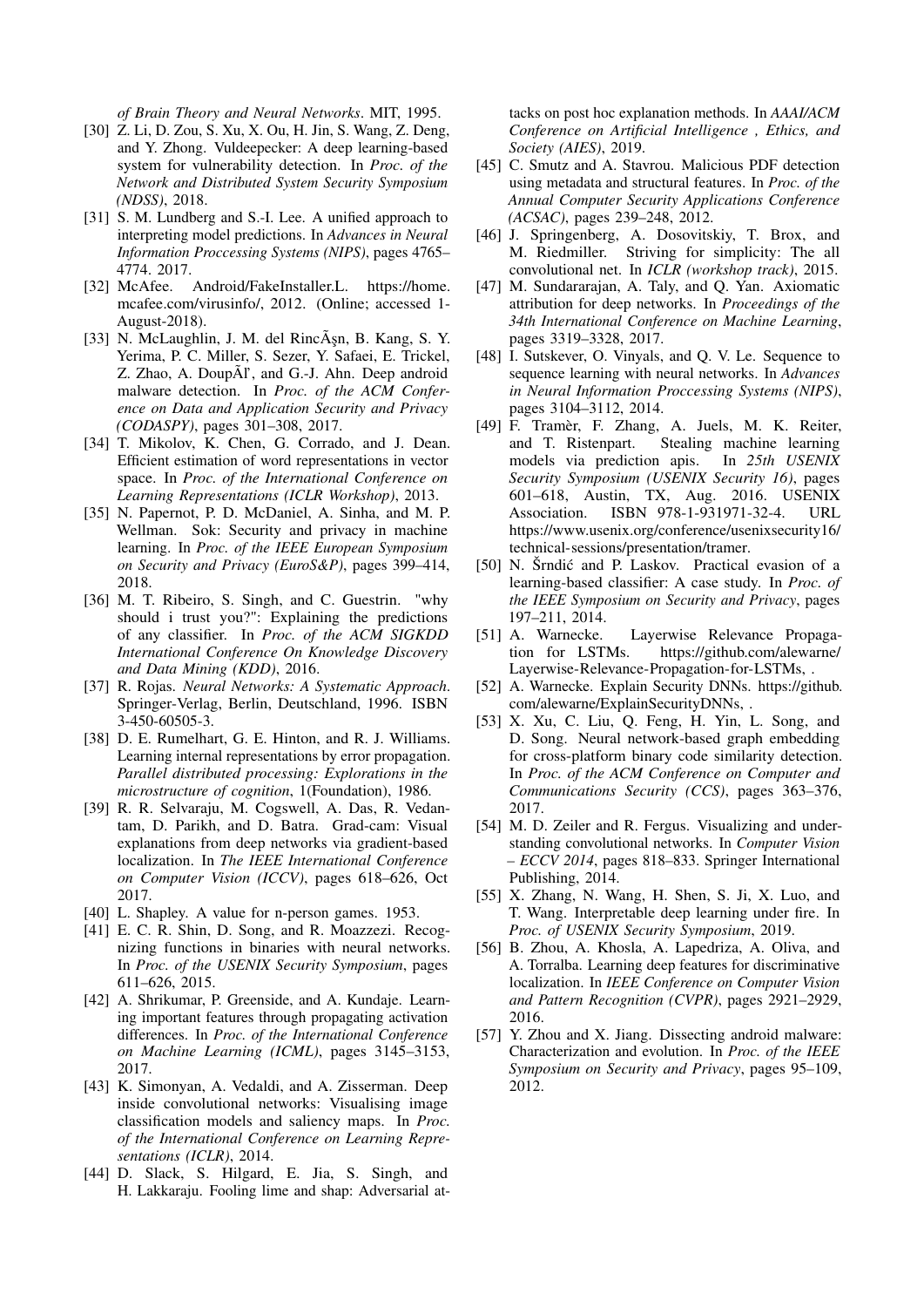*of Brain Theory and Neural Networks*. MIT, 1995.

[30] Z. Li, D. Zou, S. Xu, X. Ou, H. Jin, S. Wang, Z. Deng, and Y. Zhong. Vuldeepecker: A deep learning-based system for vulnerability detection. In *Proc. of the Network and Distributed System Security Symposium (NDSS)*, 2018.

[31] S. M. Lundberg and S.-I. Lee. A unified approach to interpreting model predictions. In *Advances in Neural Information Proccessing Systems (NIPS)*, pages 4765–4774. 2017.

[32] McAfee. Android/FakeInstaller.L. https://home.mcafee.com/virusinfo/, 2012. (Online; accessed 1-August-2018).

[33] N. McLaughlin, J. M. del RincÃşn, B. Kang, S. Y. Yerima, P. C. Miller, S. Sezer, Y. Safaei, E. Trickel, Z. Zhao, A. DoupÃľ, and G.-J. Ahn. Deep android malware detection. In *Proc. of the ACM Conference on Data and Application Security and Privacy (CODASPY)*, pages 301–308, 2017.

[34] T. Mikolov, K. Chen, G. Corrado, and J. Dean. Efficient estimation of word representations in vector space. In *Proc. of the International Conference on Learning Representations (ICLR Workshop)*, 2013.

[35] N. Papernot, P. D. McDaniel, A. Sinha, and M. P. Wellman. Sok: Security and privacy in machine learning. In *Proc. of the IEEE European Symposium on Security and Privacy (EuroS&P)*, pages 399–414, 2018.

[36] M. T. Ribeiro, S. Singh, and C. Guestrin. "why should i trust you?": Explaining the predictions of any classifier. In *Proc. of the ACM SIGKDD International Conference On Knowledge Discovery and Data Mining (KDD)*, 2016.

[37] R. Rojas. *Neural Networks: A Systematic Approach*. Springer-Verlag, Berlin, Deutschland, 1996. ISBN 3-450-60505-3.

[38] D. E. Rumelhart, G. E. Hinton, and R. J. Williams. Learning internal representations by error propagation. *Parallel distributed processing: Explorations in the microstructure of cognition*, 1(Foundation), 1986.

[39] R. R. Selvaraju, M. Cogswell, A. Das, R. Vedantam, D. Parikh, and D. Batra. Grad-cam: Visual explanations from deep networks via gradient-based localization. In *The IEEE International Conference on Computer Vision (ICCV)*, pages 618–626, Oct 2017.

[40] L. Shapley. A value for n-person games. 1953.

[41] E. C. R. Shin, D. Song, and R. Moazzezi. Recognizing functions in binaries with neural networks. In *Proc. of the USENIX Security Symposium*, pages 611–626, 2015.

[42] A. Shrikumar, P. Greenside, and A. Kundaje. Learning important features through propagating activation differences. In *Proc. of the International Conference on Machine Learning (ICML)*, pages 3145–3153, 2017.

[43] K. Simonyan, A. Vedaldi, and A. Zisserman. Deep inside convolutional networks: Visualising image classification models and saliency maps. In *Proc. of the International Conference on Learning Representations (ICLR)*, 2014.

[44] D. Slack, S. Hilgard, E. Jia, S. Singh, and H. Lakkaraju. Fooling lime and shap: Adversarial attacks on post hoc explanation methods. In *AAAI/ACM Conference on Artificial Intelligence , Ethics, and Society (AIES)*, 2019.

[45] C. Smutz and A. Stavrou. Malicious PDF detection using metadata and structural features. In *Proc. of the Annual Computer Security Applications Conference (ACSAC)*, pages 239–248, 2012.

[46] J. Springenberg, A. Dosovitskiy, T. Brox, and M. Riedmiller. Striving for simplicity: The all convolutional net. In *ICLR (workshop track)*, 2015.

[47] M. Sundararajan, A. Taly, and Q. Yan. Axiomatic attribution for deep networks. In *Proceedings of the 34th International Conference on Machine Learning*, pages 3319–3328, 2017.

[48] I. Sutskever, O. Vinyals, and Q. V. Le. Sequence to sequence learning with neural networks. In *Advances in Neural Information Proccessing Systems (NIPS)*, pages 3104–3112, 2014.

[49] F. Tramèr, F. Zhang, A. Juels, M. K. Reiter, and T. Ristenpart. Stealing machine learning models via prediction apis. In *25th USENIX Security Symposium (USENIX Security 16)*, pages 601–618, Austin, TX, Aug. 2016. USENIX Association. ISBN 978-1-931971-32-4. URL https://www.usenix.org/conference/usenixsecurity16/technical-sessions/presentation/tramer.

[50] N. Šrndić and P. Laskov. Practical evasion of a learning-based classifier: A case study. In *Proc. of the IEEE Symposium on Security and Privacy*, pages 197–211, 2014.

[51] A. Warnecke. Layerwise Relevance Propagation for LSTMs. https://github.com/alewarne/Layerwise-Relevance-Propagation-for-LSTMs, .

[52] A. Warnecke. Explain Security DNNs. https://github.com/alewarne/ExplainSecurityDNNs, .

[53] X. Xu, C. Liu, Q. Feng, H. Yin, L. Song, and D. Song. Neural network-based graph embedding for cross-platform binary code similarity detection. In *Proc. of the ACM Conference on Computer and Communications Security (CCS)*, pages 363–376, 2017.

[54] M. D. Zeiler and R. Fergus. Visualizing and understanding convolutional networks. In *Computer Vision – ECCV 2014*, pages 818–833. Springer International Publishing, 2014.

[55] X. Zhang, N. Wang, H. Shen, S. Ji, X. Luo, and T. Wang. Interpretable deep learning under fire. In *Proc. of USENIX Security Symposium*, 2019.

[56] B. Zhou, A. Khosla, A. Lapedriza, A. Oliva, and A. Torralba. Learning deep features for discriminative localization. In *IEEE Conference on Computer Vision and Pattern Recognition (CVPR)*, pages 2921–2929, 2016.

[57] Y. Zhou and X. Jiang. Dissecting android malware: Characterization and evolution. In *Proc. of the IEEE Symposium on Security and Privacy*, pages 95–109, 2012.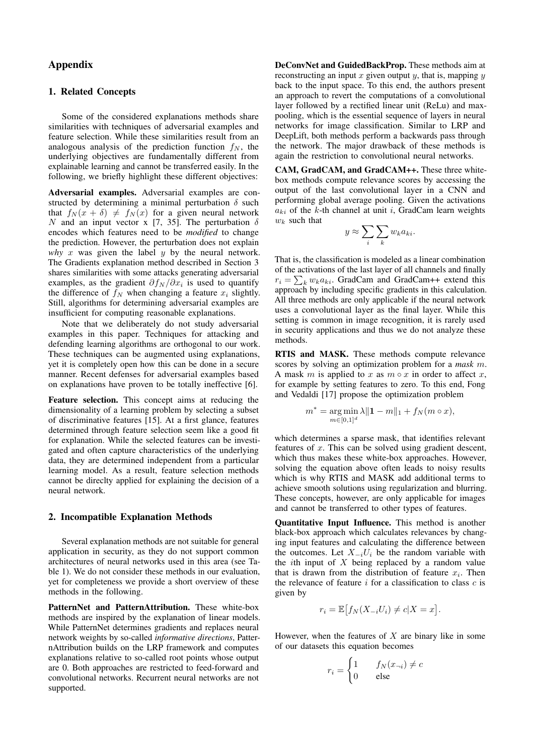# Appendix

## 1. Related Concepts

Some of the considered explanations methods share similarities with techniques of adversarial examples and feature selection. While these similarities result from an analogous analysis of the prediction function $f_N$, the underlying objectives are fundamentally different from explainable learning and cannot be transferred easily. In the following, we briefly highlight these different objectives:

**Adversarial examples.** Adversarial examples are constructed by determining a minimal perturbation $\delta$ such that $f_N(x + \delta) \neq f_N(x)$ for a given neural network $N$ and an input vector x [7, 35]. The perturbation $\delta$ encodes which features need to be *modified* to change the prediction. However, the perturbation does not explain *why* $x$ was given the label $y$ by the neural network. The Gradients explanation method described in Section 3 shares similarities with some attacks generating adversarial examples, as the gradient $\partial f_N / \partial x_i$ is used to quantify the difference of $f_N$ when changing a feature $x_i$ slightly. Still, algorithms for determining adversarial examples are insufficient for computing reasonable explanations.

Note that we deliberately do not study adversarial examples in this paper. Techniques for attacking and defending learning algorithms are orthogonal to our work. These techniques can be augmented using explanations, yet it is completely open how this can be done in a secure manner. Recent defenses for adversarial examples based on explanations have proven to be totally ineffective [6].

**Feature selection.** This concept aims at reducing the dimensionality of a learning problem by selecting a subset of discriminative features [15]. At a first glance, features determined through feature selection seem like a good fit for explanation. While the selected features can be investigated and often capture characteristics of the underlying data, they are determined independent from a particular learning model. As a result, feature selection methods cannot be direclty applied for explaining the decision of a neural network.

## 2. Incompatible Explanation Methods

Several explanation methods are not suitable for general application in security, as they do not support common architectures of neural networks used in this area (see Table 1). We do not consider these methods in our evaluation, yet for completeness we provide a short overview of these methods in the following.

**PatternNet and PatternAttribution.** These white-box methods are inspired by the explanation of linear models. While PatternNet determines gradients and replaces neural network weights by so-called *informative directions*, PatternAttribution builds on the LRP framework and computes explanations relative to so-called root points whose output are 0. Both approaches are restricted to feed-forward and convolutional networks. Recurrent neural networks are not supported.

**DeConvNet and GuidedBackProp.** These methods aim at reconstructing an input $x$ given output $y$, that is, mapping $y$ back to the input space. To this end, the authors present an approach to revert the computations of a convolutional layer followed by a rectified linear unit (ReLu) and max-pooling, which is the essential sequence of layers in neural networks for image classification. Similar to LRP and DeepLift, both methods perform a backwards pass through the network. The major drawback of these methods is again the restriction to convolutional neural networks.

**CAM, GradCAM, and GradCAM++.** These three white-box methods compute relevance scores by accessing the output of the last convolutional layer in a CNN and performing global average pooling. Given the activations $a_{ki}$ of the $k$-th channel at unit $i$, GradCam learn weights $w_k$ such that

$$y \approx \sum_i \sum_k w_k a_{ki}.$$

That is, the classification is modeled as a linear combination of the activations of the last layer of all channels and finally $r_i = \sum_k w_k a_{ki}$. GradCam and GradCam++ extend this approach by including specific gradients in this calculation. All three methods are only applicable if the neural network uses a convolutional layer as the final layer. While this setting is common in image recognition, it is rarely used in security applications and thus we do not analyze these methods.

**RTIS and MASK.** These methods compute relevance scores by solving an optimization problem for a *mask* $m$. A mask $m$ is applied to $x$ as $m \circ x$ in order to affect $x$, for example by setting features to zero. To this end, Fong and Vedaldi [17] propose the optimization problem

$$m^* = \underset{m \in [0,1]^d}{\arg\min} \, \lambda \| \mathbf{1} - m \|_1 + f_N(m \circ x),$$

which determines a sparse mask, that identifies relevant features of $x$. This can be solved using gradient descent, which thus makes these white-box approaches. However, solving the equation above often leads to noisy results which is why RTIS and MASK add additional terms to achieve smooth solutions using regularization and blurring. These concepts, however, are only applicable for images and cannot be transferred to other types of features.

**Quantitative Input Influence.** This method is another black-box approach which calculates relevances by changing input features and calculating the difference between the outcomes. Let $X_{-i}U_i$ be the random variable with the $i$th input of $X$ being replaced by a random value that is drawn from the distribution of feature $x_i$. Then the relevance of feature $i$ for a classification to class $c$ is given by

$$r_i = \mathbb{E}\big[f_N(X_{-i}U_i) \neq c | X = x\big].$$

However, when the features of $X$ are binary like in some of our datasets this equation becomes

$$r_i = \begin{cases} 1 & f_N(x_{\neg i}) \neq c \\ 0 & \text{else} \end{cases}$$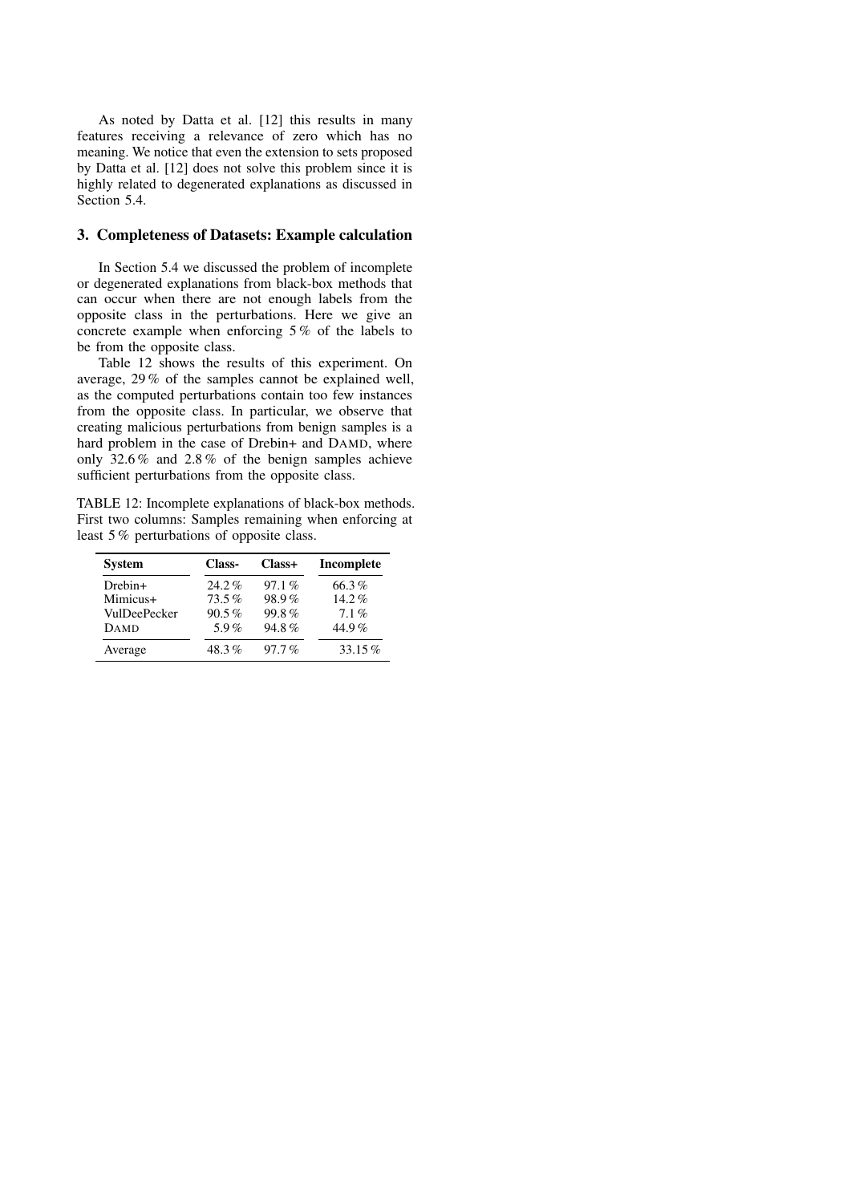As noted by Datta et al. [12] this results in many features receiving a relevance of zero which has no meaning. We notice that even the extension to sets proposed by Datta et al. [12] does not solve this problem since it is highly related to degenerated explanations as discussed in Section 5.4.

## 3. Completeness of Datasets: Example calculation

In Section 5.4 we discussed the problem of incomplete or degenerated explanations from black-box methods that can occur when there are not enough labels from the opposite class in the perturbations. Here we give an concrete example when enforcing 5 % of the labels to be from the opposite class.

Table 12 shows the results of this experiment. On average, 29 % of the samples cannot be explained well, as the computed perturbations contain too few instances from the opposite class. In particular, we observe that creating malicious perturbations from benign samples is a hard problem in the case of Drebin+ and DAMD, where only 32.6 % and 2.8 % of the benign samples achieve sufficient perturbations from the opposite class.

TABLE 12: Incomplete explanations of black-box methods. First two columns: Samples remaining when enforcing at least 5 % perturbations of opposite class.

| System | Class- | Class+ | Incomplete |
|---|---|---|---|
| Drebin+ | 24.2 % | 97.1 % | 66.3 % |
| Mimicus+ | 73.5 % | 98.9 % | 14.2 % |
| VulDeePecker | 90.5 % | 99.8 % | 7.1 % |
| DAMD | 5.9 % | 94.8 % | 44.9 % |
| Average | 48.3 % | 97.7 % | 33.15 % |